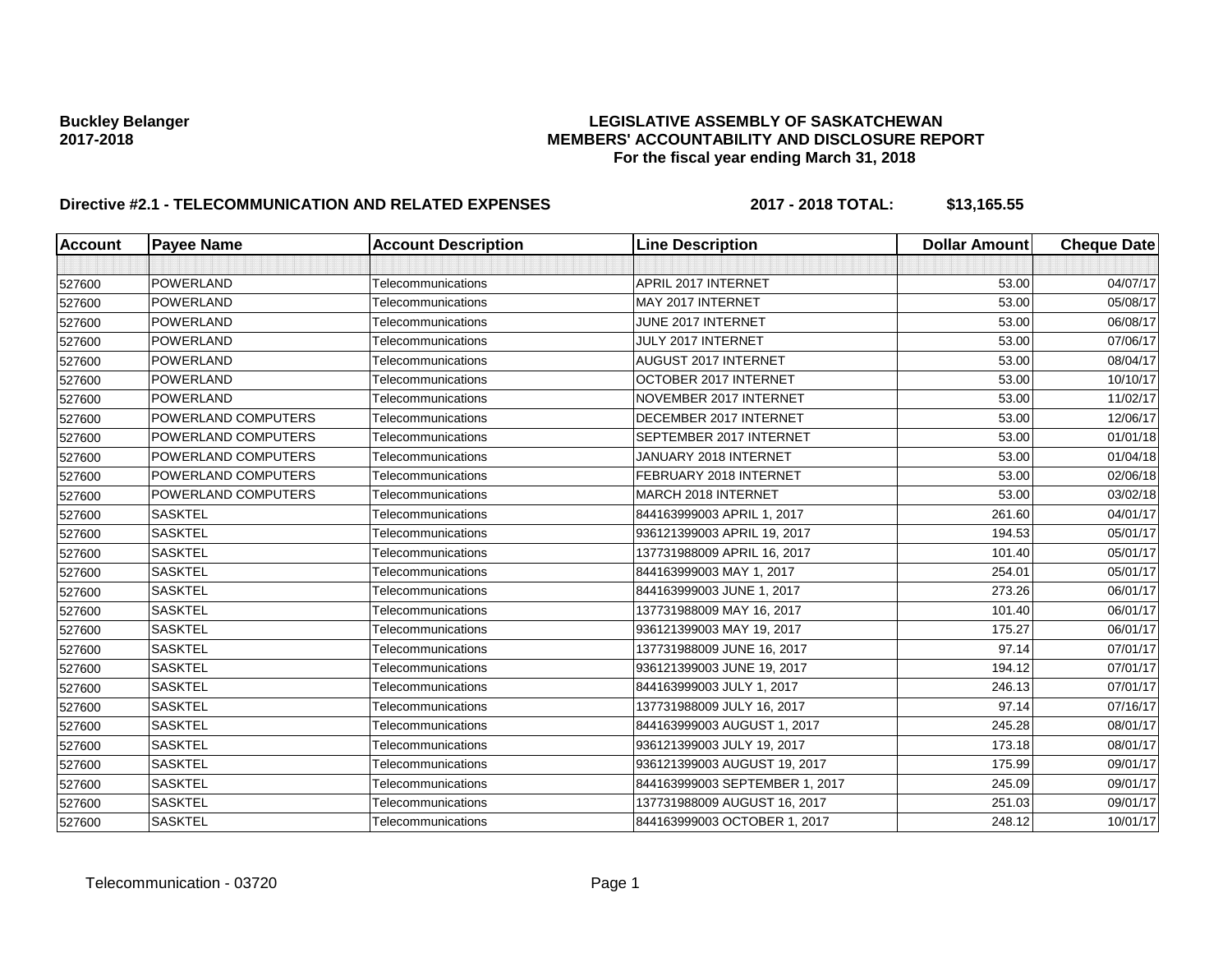**Buckley Belanger**
**2017-2018**

**LEGISLATIVE ASSEMBLY OF SASKATCHEWAN**
**MEMBERS' ACCOUNTABILITY AND DISCLOSURE REPORT**
**For the fiscal year ending March 31, 2018**

**Directive #2.1 - TELECOMMUNICATION AND RELATED EXPENSES** **2017 - 2018 TOTAL: $13,165.55**

| Account | Payee Name | Account Description | Line Description | Dollar Amount | Cheque Date |
|---|---|---|---|---|---|
| | | | | | |
| 527600 | POWERLAND | Telecommunications | APRIL 2017 INTERNET | 53.00 | 04/07/17 |
| 527600 | POWERLAND | Telecommunications | MAY 2017 INTERNET | 53.00 | 05/08/17 |
| 527600 | POWERLAND | Telecommunications | JUNE 2017 INTERNET | 53.00 | 06/08/17 |
| 527600 | POWERLAND | Telecommunications | JULY 2017 INTERNET | 53.00 | 07/06/17 |
| 527600 | POWERLAND | Telecommunications | AUGUST 2017 INTERNET | 53.00 | 08/04/17 |
| 527600 | POWERLAND | Telecommunications | OCTOBER 2017 INTERNET | 53.00 | 10/10/17 |
| 527600 | POWERLAND | Telecommunications | NOVEMBER 2017 INTERNET | 53.00 | 11/02/17 |
| 527600 | POWERLAND COMPUTERS | Telecommunications | DECEMBER 2017 INTERNET | 53.00 | 12/06/17 |
| 527600 | POWERLAND COMPUTERS | Telecommunications | SEPTEMBER 2017 INTERNET | 53.00 | 01/01/18 |
| 527600 | POWERLAND COMPUTERS | Telecommunications | JANUARY 2018 INTERNET | 53.00 | 01/04/18 |
| 527600 | POWERLAND COMPUTERS | Telecommunications | FEBRUARY 2018 INTERNET | 53.00 | 02/06/18 |
| 527600 | POWERLAND COMPUTERS | Telecommunications | MARCH 2018 INTERNET | 53.00 | 03/02/18 |
| 527600 | SASKTEL | Telecommunications | 844163999003 APRIL 1, 2017 | 261.60 | 04/01/17 |
| 527600 | SASKTEL | Telecommunications | 936121399003 APRIL 19, 2017 | 194.53 | 05/01/17 |
| 527600 | SASKTEL | Telecommunications | 137731988009 APRIL 16, 2017 | 101.40 | 05/01/17 |
| 527600 | SASKTEL | Telecommunications | 844163999003 MAY 1, 2017 | 254.01 | 05/01/17 |
| 527600 | SASKTEL | Telecommunications | 844163999003 JUNE 1, 2017 | 273.26 | 06/01/17 |
| 527600 | SASKTEL | Telecommunications | 137731988009 MAY 16, 2017 | 101.40 | 06/01/17 |
| 527600 | SASKTEL | Telecommunications | 936121399003 MAY 19, 2017 | 175.27 | 06/01/17 |
| 527600 | SASKTEL | Telecommunications | 137731988009 JUNE 16, 2017 | 97.14 | 07/01/17 |
| 527600 | SASKTEL | Telecommunications | 936121399003 JUNE 19, 2017 | 194.12 | 07/01/17 |
| 527600 | SASKTEL | Telecommunications | 844163999003 JULY 1, 2017 | 246.13 | 07/01/17 |
| 527600 | SASKTEL | Telecommunications | 137731988009 JULY 16, 2017 | 97.14 | 07/16/17 |
| 527600 | SASKTEL | Telecommunications | 844163999003 AUGUST 1, 2017 | 245.28 | 08/01/17 |
| 527600 | SASKTEL | Telecommunications | 936121399003 JULY 19, 2017 | 173.18 | 08/01/17 |
| 527600 | SASKTEL | Telecommunications | 936121399003 AUGUST 19, 2017 | 175.99 | 09/01/17 |
| 527600 | SASKTEL | Telecommunications | 844163999003 SEPTEMBER 1, 2017 | 245.09 | 09/01/17 |
| 527600 | SASKTEL | Telecommunications | 137731988009 AUGUST 16, 2017 | 251.03 | 09/01/17 |
| 527600 | SASKTEL | Telecommunications | 844163999003 OCTOBER 1, 2017 | 248.12 | 10/01/17 |

Telecommunication - 03720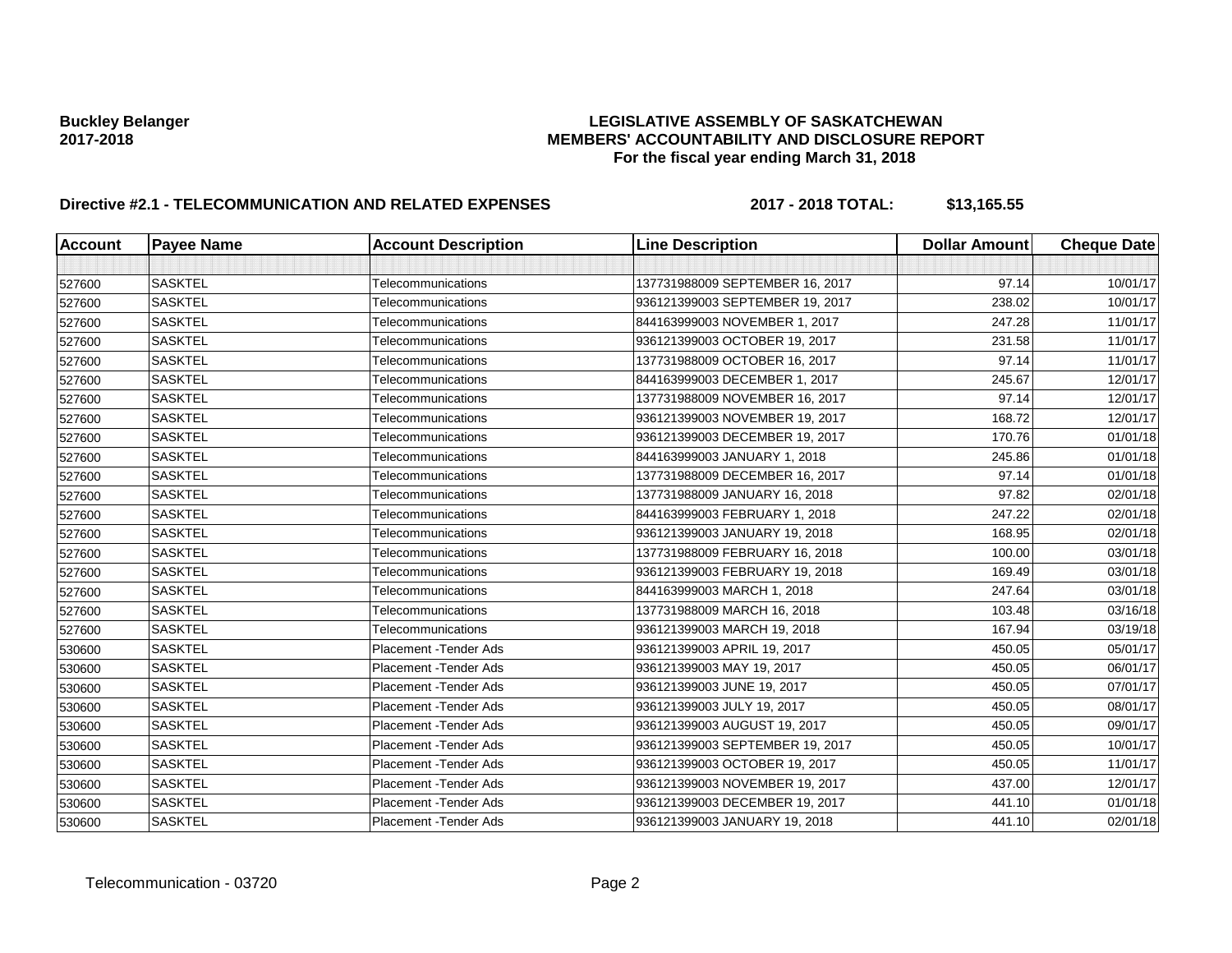**Buckley Belanger**
**2017-2018**

**LEGISLATIVE ASSEMBLY OF SASKATCHEWAN**
**MEMBERS' ACCOUNTABILITY AND DISCLOSURE REPORT**
**For the fiscal year ending March 31, 2018**

**Directive #2.1 - TELECOMMUNICATION AND RELATED EXPENSES** **2017 - 2018 TOTAL: $13,165.55**

| Account | Payee Name | Account Description | Line Description | Dollar Amount | Cheque Date |
|---|---|---|---|---|---|
| | | | | | |
| 527600 | SASKTEL | Telecommunications | 137731988009 SEPTEMBER 16, 2017 | 97.14 | 10/01/17 |
| 527600 | SASKTEL | Telecommunications | 936121399003 SEPTEMBER 19, 2017 | 238.02 | 10/01/17 |
| 527600 | SASKTEL | Telecommunications | 844163999003 NOVEMBER 1, 2017 | 247.28 | 11/01/17 |
| 527600 | SASKTEL | Telecommunications | 936121399003 OCTOBER 19, 2017 | 231.58 | 11/01/17 |
| 527600 | SASKTEL | Telecommunications | 137731988009 OCTOBER 16, 2017 | 97.14 | 11/01/17 |
| 527600 | SASKTEL | Telecommunications | 844163999003 DECEMBER 1, 2017 | 245.67 | 12/01/17 |
| 527600 | SASKTEL | Telecommunications | 137731988009 NOVEMBER 16, 2017 | 97.14 | 12/01/17 |
| 527600 | SASKTEL | Telecommunications | 936121399003 NOVEMBER 19, 2017 | 168.72 | 12/01/17 |
| 527600 | SASKTEL | Telecommunications | 936121399003 DECEMBER 19, 2017 | 170.76 | 01/01/18 |
| 527600 | SASKTEL | Telecommunications | 844163999003 JANUARY 1, 2018 | 245.86 | 01/01/18 |
| 527600 | SASKTEL | Telecommunications | 137731988009 DECEMBER 16, 2017 | 97.14 | 01/01/18 |
| 527600 | SASKTEL | Telecommunications | 137731988009 JANUARY 16, 2018 | 97.82 | 02/01/18 |
| 527600 | SASKTEL | Telecommunications | 844163999003 FEBRUARY 1, 2018 | 247.22 | 02/01/18 |
| 527600 | SASKTEL | Telecommunications | 936121399003 JANUARY 19, 2018 | 168.95 | 02/01/18 |
| 527600 | SASKTEL | Telecommunications | 137731988009 FEBRUARY 16, 2018 | 100.00 | 03/01/18 |
| 527600 | SASKTEL | Telecommunications | 936121399003 FEBRUARY 19, 2018 | 169.49 | 03/01/18 |
| 527600 | SASKTEL | Telecommunications | 844163999003 MARCH 1, 2018 | 247.64 | 03/01/18 |
| 527600 | SASKTEL | Telecommunications | 137731988009 MARCH 16, 2018 | 103.48 | 03/16/18 |
| 527600 | SASKTEL | Telecommunications | 936121399003 MARCH 19, 2018 | 167.94 | 03/19/18 |
| 530600 | SASKTEL | Placement -Tender Ads | 936121399003 APRIL 19, 2017 | 450.05 | 05/01/17 |
| 530600 | SASKTEL | Placement -Tender Ads | 936121399003 MAY 19, 2017 | 450.05 | 06/01/17 |
| 530600 | SASKTEL | Placement -Tender Ads | 936121399003 JUNE 19, 2017 | 450.05 | 07/01/17 |
| 530600 | SASKTEL | Placement -Tender Ads | 936121399003 JULY 19, 2017 | 450.05 | 08/01/17 |
| 530600 | SASKTEL | Placement -Tender Ads | 936121399003 AUGUST 19, 2017 | 450.05 | 09/01/17 |
| 530600 | SASKTEL | Placement -Tender Ads | 936121399003 SEPTEMBER 19, 2017 | 450.05 | 10/01/17 |
| 530600 | SASKTEL | Placement -Tender Ads | 936121399003 OCTOBER 19, 2017 | 450.05 | 11/01/17 |
| 530600 | SASKTEL | Placement -Tender Ads | 936121399003 NOVEMBER 19, 2017 | 437.00 | 12/01/17 |
| 530600 | SASKTEL | Placement -Tender Ads | 936121399003 DECEMBER 19, 2017 | 441.10 | 01/01/18 |
| 530600 | SASKTEL | Placement -Tender Ads | 936121399003 JANUARY 19, 2018 | 441.10 | 02/01/18 |

Telecommunication - 03720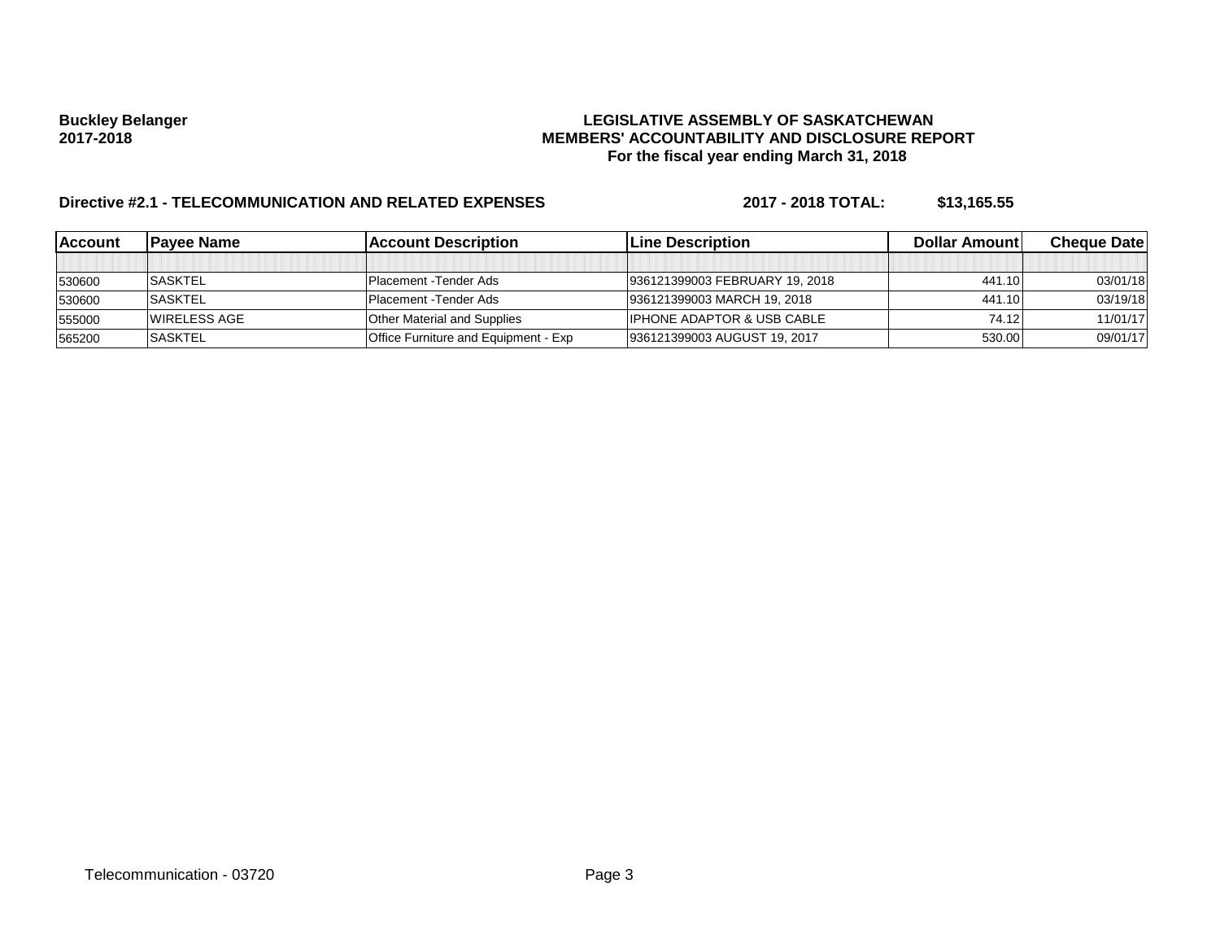**Buckley Belanger**
**2017-2018**

**LEGISLATIVE ASSEMBLY OF SASKATCHEWAN**
**MEMBERS' ACCOUNTABILITY AND DISCLOSURE REPORT**
**For the fiscal year ending March 31, 2018**

**Directive #2.1 - TELECOMMUNICATION AND RELATED EXPENSES** **2017 - 2018 TOTAL: $13,165.55**

| Account | Payee Name | Account Description | Line Description | Dollar Amount | Cheque Date |
|---|---|---|---|---|---|
| | | | | | |
| 530600 | SASKTEL | Placement -Tender Ads | 936121399003 FEBRUARY 19, 2018 | 441.10 | 03/01/18 |
| 530600 | SASKTEL | Placement -Tender Ads | 936121399003 MARCH 19, 2018 | 441.10 | 03/19/18 |
| 555000 | WIRELESS AGE | Other Material and Supplies | IPHONE ADAPTOR & USB CABLE | 74.12 | 11/01/17 |
| 565200 | SASKTEL | Office Furniture and Equipment - Exp | 936121399003 AUGUST 19, 2017 | 530.00 | 09/01/17 |

Telecommunication - 03720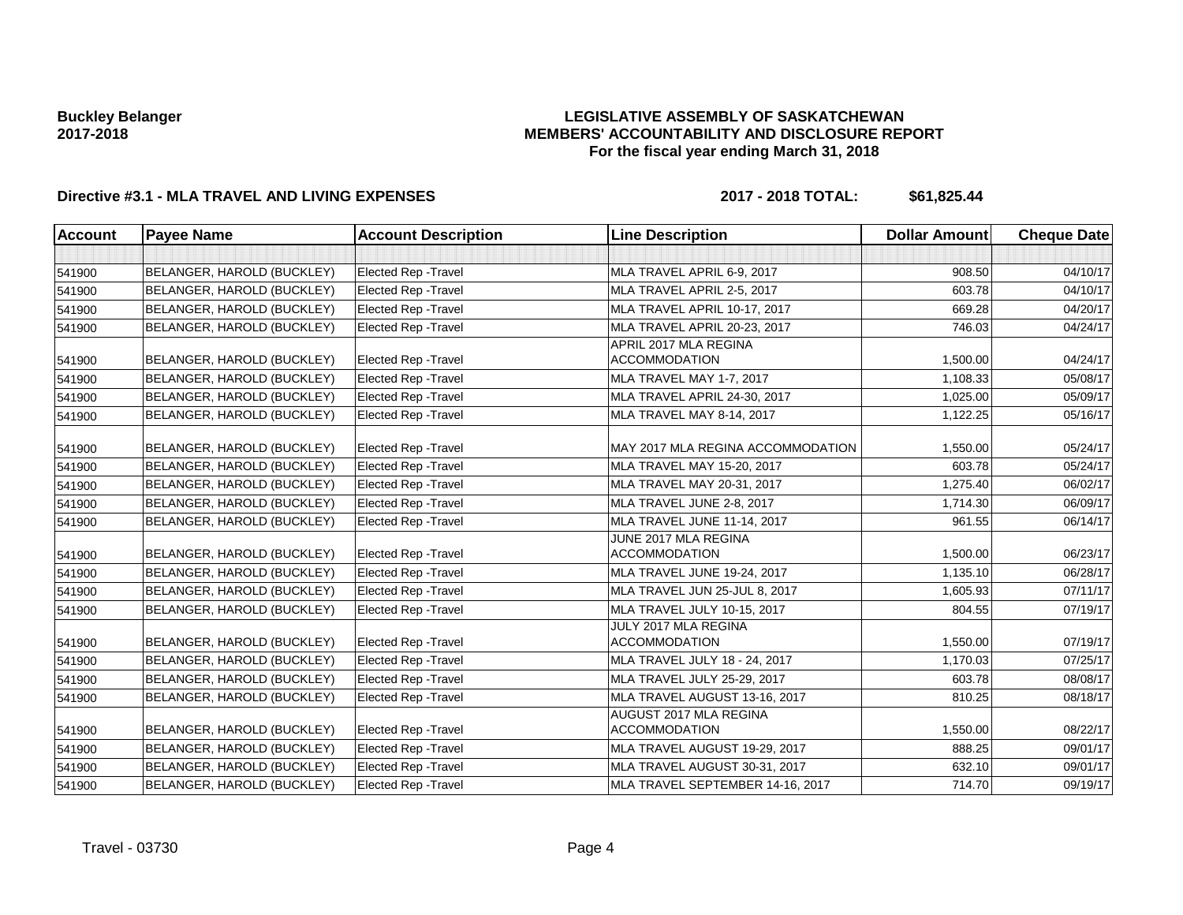**Buckley Belanger**
**2017-2018**

**LEGISLATIVE ASSEMBLY OF SASKATCHEWAN**
**MEMBERS' ACCOUNTABILITY AND DISCLOSURE REPORT**
**For the fiscal year ending March 31, 2018**

**Directive #3.1 - MLA TRAVEL AND LIVING EXPENSES** **2017 - 2018 TOTAL: $61,825.44**

| Account | Payee Name | Account Description | Line Description | Dollar Amount | Cheque Date |
|---|---|---|---|---|---|
| | | | | | |
| 541900 | BELANGER, HAROLD (BUCKLEY) | Elected Rep -Travel | MLA TRAVEL APRIL 6-9, 2017 | 908.50 | 04/10/17 |
| 541900 | BELANGER, HAROLD (BUCKLEY) | Elected Rep -Travel | MLA TRAVEL APRIL 2-5, 2017 | 603.78 | 04/10/17 |
| 541900 | BELANGER, HAROLD (BUCKLEY) | Elected Rep -Travel | MLA TRAVEL APRIL 10-17, 2017 | 669.28 | 04/20/17 |
| 541900 | BELANGER, HAROLD (BUCKLEY) | Elected Rep -Travel | MLA TRAVEL APRIL 20-23, 2017 | 746.03 | 04/24/17 |
| 541900 | BELANGER, HAROLD (BUCKLEY) | Elected Rep -Travel | APRIL 2017 MLA REGINA ACCOMMODATION | 1,500.00 | 04/24/17 |
| 541900 | BELANGER, HAROLD (BUCKLEY) | Elected Rep -Travel | MLA TRAVEL MAY 1-7, 2017 | 1,108.33 | 05/08/17 |
| 541900 | BELANGER, HAROLD (BUCKLEY) | Elected Rep -Travel | MLA TRAVEL APRIL 24-30, 2017 | 1,025.00 | 05/09/17 |
| 541900 | BELANGER, HAROLD (BUCKLEY) | Elected Rep -Travel | MLA TRAVEL MAY 8-14, 2017 | 1,122.25 | 05/16/17 |
| 541900 | BELANGER, HAROLD (BUCKLEY) | Elected Rep -Travel | MAY 2017 MLA REGINA ACCOMMODATION | 1,550.00 | 05/24/17 |
| 541900 | BELANGER, HAROLD (BUCKLEY) | Elected Rep -Travel | MLA TRAVEL MAY 15-20, 2017 | 603.78 | 05/24/17 |
| 541900 | BELANGER, HAROLD (BUCKLEY) | Elected Rep -Travel | MLA TRAVEL MAY 20-31, 2017 | 1,275.40 | 06/02/17 |
| 541900 | BELANGER, HAROLD (BUCKLEY) | Elected Rep -Travel | MLA TRAVEL JUNE 2-8, 2017 | 1,714.30 | 06/09/17 |
| 541900 | BELANGER, HAROLD (BUCKLEY) | Elected Rep -Travel | MLA TRAVEL JUNE 11-14, 2017 | 961.55 | 06/14/17 |
| 541900 | BELANGER, HAROLD (BUCKLEY) | Elected Rep -Travel | JUNE 2017 MLA REGINA ACCOMMODATION | 1,500.00 | 06/23/17 |
| 541900 | BELANGER, HAROLD (BUCKLEY) | Elected Rep -Travel | MLA TRAVEL JUNE 19-24, 2017 | 1,135.10 | 06/28/17 |
| 541900 | BELANGER, HAROLD (BUCKLEY) | Elected Rep -Travel | MLA TRAVEL JUN 25-JUL 8, 2017 | 1,605.93 | 07/11/17 |
| 541900 | BELANGER, HAROLD (BUCKLEY) | Elected Rep -Travel | MLA TRAVEL JULY 10-15, 2017 | 804.55 | 07/19/17 |
| 541900 | BELANGER, HAROLD (BUCKLEY) | Elected Rep -Travel | JULY 2017 MLA REGINA ACCOMMODATION | 1,550.00 | 07/19/17 |
| 541900 | BELANGER, HAROLD (BUCKLEY) | Elected Rep -Travel | MLA TRAVEL JULY 18 - 24, 2017 | 1,170.03 | 07/25/17 |
| 541900 | BELANGER, HAROLD (BUCKLEY) | Elected Rep -Travel | MLA TRAVEL JULY 25-29, 2017 | 603.78 | 08/08/17 |
| 541900 | BELANGER, HAROLD (BUCKLEY) | Elected Rep -Travel | MLA TRAVEL AUGUST 13-16, 2017 | 810.25 | 08/18/17 |
| 541900 | BELANGER, HAROLD (BUCKLEY) | Elected Rep -Travel | AUGUST 2017 MLA REGINA ACCOMMODATION | 1,550.00 | 08/22/17 |
| 541900 | BELANGER, HAROLD (BUCKLEY) | Elected Rep -Travel | MLA TRAVEL AUGUST 19-29, 2017 | 888.25 | 09/01/17 |
| 541900 | BELANGER, HAROLD (BUCKLEY) | Elected Rep -Travel | MLA TRAVEL AUGUST 30-31, 2017 | 632.10 | 09/01/17 |
| 541900 | BELANGER, HAROLD (BUCKLEY) | Elected Rep -Travel | MLA TRAVEL SEPTEMBER 14-16, 2017 | 714.70 | 09/19/17 |

Travel - 03730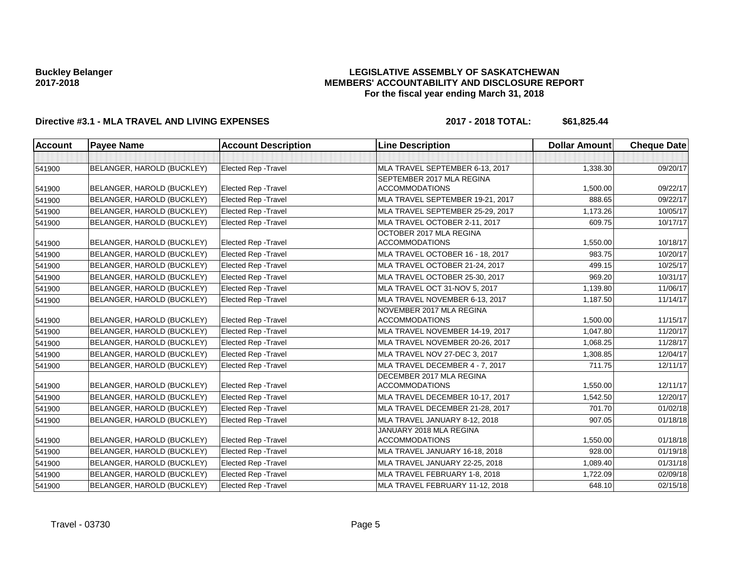**Buckley Belanger**
**2017-2018**

**LEGISLATIVE ASSEMBLY OF SASKATCHEWAN**
**MEMBERS' ACCOUNTABILITY AND DISCLOSURE REPORT**
**For the fiscal year ending March 31, 2018**

**Directive #3.1 - MLA TRAVEL AND LIVING EXPENSES** **2017 - 2018 TOTAL: $61,825.44**

| Account | Payee Name | Account Description | Line Description | Dollar Amount | Cheque Date |
|---|---|---|---|---|---|
| | | | | | |
| 541900 | BELANGER, HAROLD (BUCKLEY) | Elected Rep -Travel | MLA TRAVEL SEPTEMBER 6-13, 2017 | 1,338.30 | 09/20/17 |
| 541900 | BELANGER, HAROLD (BUCKLEY) | Elected Rep -Travel | SEPTEMBER 2017 MLA REGINA ACCOMMODATIONS | 1,500.00 | 09/22/17 |
| 541900 | BELANGER, HAROLD (BUCKLEY) | Elected Rep -Travel | MLA TRAVEL SEPTEMBER 19-21, 2017 | 888.65 | 09/22/17 |
| 541900 | BELANGER, HAROLD (BUCKLEY) | Elected Rep -Travel | MLA TRAVEL SEPTEMBER 25-29, 2017 | 1,173.26 | 10/05/17 |
| 541900 | BELANGER, HAROLD (BUCKLEY) | Elected Rep -Travel | MLA TRAVEL OCTOBER 2-11, 2017 | 609.75 | 10/17/17 |
| 541900 | BELANGER, HAROLD (BUCKLEY) | Elected Rep -Travel | OCTOBER 2017 MLA REGINA ACCOMMODATIONS | 1,550.00 | 10/18/17 |
| 541900 | BELANGER, HAROLD (BUCKLEY) | Elected Rep -Travel | MLA TRAVEL OCTOBER 16 - 18, 2017 | 983.75 | 10/20/17 |
| 541900 | BELANGER, HAROLD (BUCKLEY) | Elected Rep -Travel | MLA TRAVEL OCTOBER 21-24, 2017 | 499.15 | 10/25/17 |
| 541900 | BELANGER, HAROLD (BUCKLEY) | Elected Rep -Travel | MLA TRAVEL OCTOBER 25-30, 2017 | 969.20 | 10/31/17 |
| 541900 | BELANGER, HAROLD (BUCKLEY) | Elected Rep -Travel | MLA TRAVEL OCT 31-NOV 5, 2017 | 1,139.80 | 11/06/17 |
| 541900 | BELANGER, HAROLD (BUCKLEY) | Elected Rep -Travel | MLA TRAVEL NOVEMBER 6-13, 2017 | 1,187.50 | 11/14/17 |
| 541900 | BELANGER, HAROLD (BUCKLEY) | Elected Rep -Travel | NOVEMBER 2017 MLA REGINA ACCOMMODATIONS | 1,500.00 | 11/15/17 |
| 541900 | BELANGER, HAROLD (BUCKLEY) | Elected Rep -Travel | MLA TRAVEL NOVEMBER 14-19, 2017 | 1,047.80 | 11/20/17 |
| 541900 | BELANGER, HAROLD (BUCKLEY) | Elected Rep -Travel | MLA TRAVEL NOVEMBER 20-26, 2017 | 1,068.25 | 11/28/17 |
| 541900 | BELANGER, HAROLD (BUCKLEY) | Elected Rep -Travel | MLA TRAVEL NOV 27-DEC 3, 2017 | 1,308.85 | 12/04/17 |
| 541900 | BELANGER, HAROLD (BUCKLEY) | Elected Rep -Travel | MLA TRAVEL DECEMBER 4 - 7, 2017 | 711.75 | 12/11/17 |
| 541900 | BELANGER, HAROLD (BUCKLEY) | Elected Rep -Travel | DECEMBER 2017 MLA REGINA ACCOMMODATIONS | 1,550.00 | 12/11/17 |
| 541900 | BELANGER, HAROLD (BUCKLEY) | Elected Rep -Travel | MLA TRAVEL DECEMBER 10-17, 2017 | 1,542.50 | 12/20/17 |
| 541900 | BELANGER, HAROLD (BUCKLEY) | Elected Rep -Travel | MLA TRAVEL DECEMBER 21-28, 2017 | 701.70 | 01/02/18 |
| 541900 | BELANGER, HAROLD (BUCKLEY) | Elected Rep -Travel | MLA TRAVEL JANUARY 8-12, 2018 | 907.05 | 01/18/18 |
| 541900 | BELANGER, HAROLD (BUCKLEY) | Elected Rep -Travel | JANUARY 2018 MLA REGINA ACCOMMODATIONS | 1,550.00 | 01/18/18 |
| 541900 | BELANGER, HAROLD (BUCKLEY) | Elected Rep -Travel | MLA TRAVEL JANUARY 16-18, 2018 | 928.00 | 01/19/18 |
| 541900 | BELANGER, HAROLD (BUCKLEY) | Elected Rep -Travel | MLA TRAVEL JANUARY 22-25, 2018 | 1,089.40 | 01/31/18 |
| 541900 | BELANGER, HAROLD (BUCKLEY) | Elected Rep -Travel | MLA TRAVEL FEBRUARY 1-8, 2018 | 1,722.09 | 02/09/18 |
| 541900 | BELANGER, HAROLD (BUCKLEY) | Elected Rep -Travel | MLA TRAVEL FEBRUARY 11-12, 2018 | 648.10 | 02/15/18 |

Travel - 03730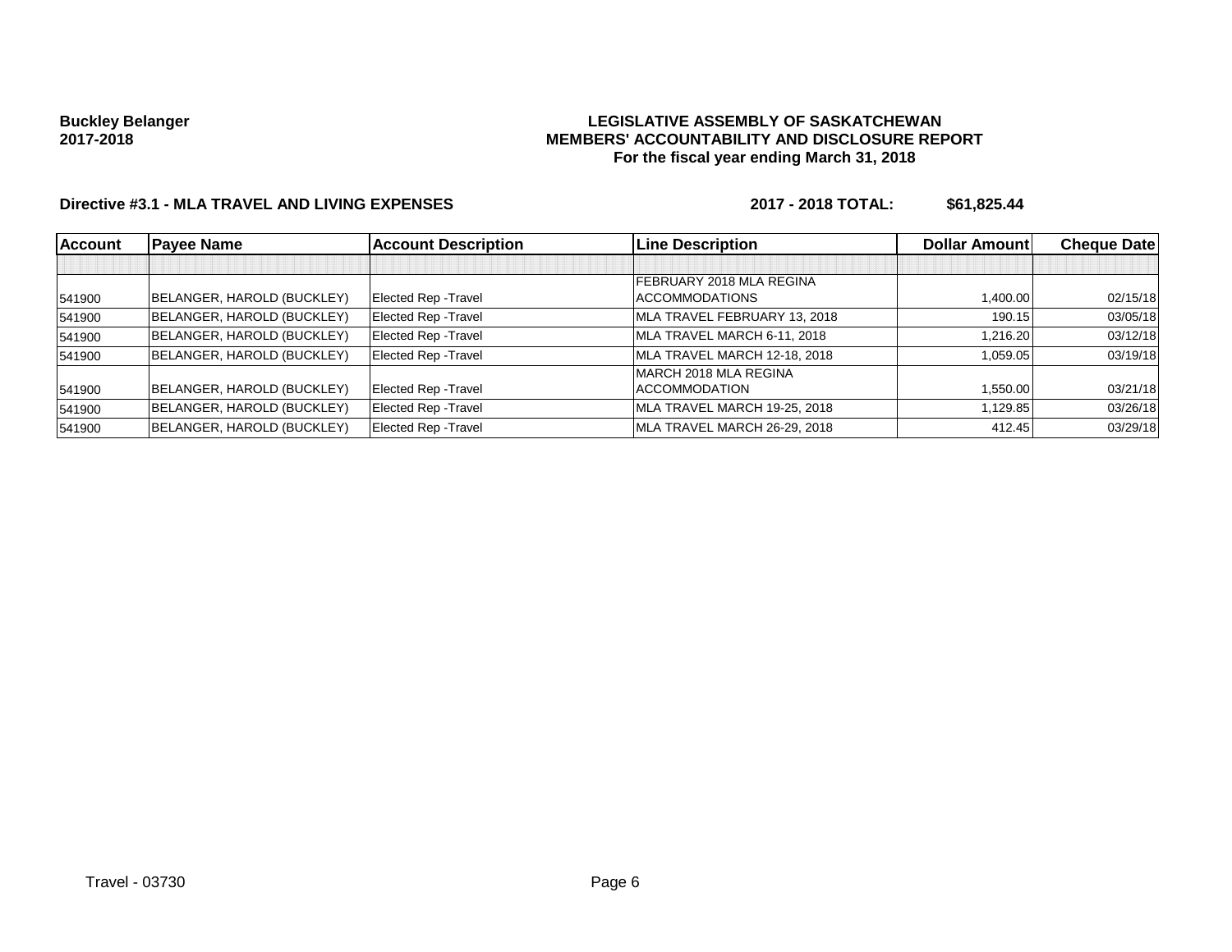**Buckley Belanger**
**2017-2018**

**LEGISLATIVE ASSEMBLY OF SASKATCHEWAN**
**MEMBERS' ACCOUNTABILITY AND DISCLOSURE REPORT**
**For the fiscal year ending March 31, 2018**

**Directive #3.1 - MLA TRAVEL AND LIVING EXPENSES** **2017 - 2018 TOTAL: $61,825.44**

| Account | Payee Name | Account Description | Line Description | Dollar Amount | Cheque Date |
|---|---|---|---|---|---|
| | | | | | |
| 541900 | BELANGER, HAROLD (BUCKLEY) | Elected Rep -Travel | FEBRUARY 2018 MLA REGINA ACCOMMODATIONS | 1,400.00 | 02/15/18 |
| 541900 | BELANGER, HAROLD (BUCKLEY) | Elected Rep -Travel | MLA TRAVEL FEBRUARY 13, 2018 | 190.15 | 03/05/18 |
| 541900 | BELANGER, HAROLD (BUCKLEY) | Elected Rep -Travel | MLA TRAVEL MARCH 6-11, 2018 | 1,216.20 | 03/12/18 |
| 541900 | BELANGER, HAROLD (BUCKLEY) | Elected Rep -Travel | MLA TRAVEL MARCH 12-18, 2018 | 1,059.05 | 03/19/18 |
| 541900 | BELANGER, HAROLD (BUCKLEY) | Elected Rep -Travel | MARCH 2018 MLA REGINA ACCOMMODATION | 1,550.00 | 03/21/18 |
| 541900 | BELANGER, HAROLD (BUCKLEY) | Elected Rep -Travel | MLA TRAVEL MARCH 19-25, 2018 | 1,129.85 | 03/26/18 |
| 541900 | BELANGER, HAROLD (BUCKLEY) | Elected Rep -Travel | MLA TRAVEL MARCH 26-29, 2018 | 412.45 | 03/29/18 |

Travel - 03730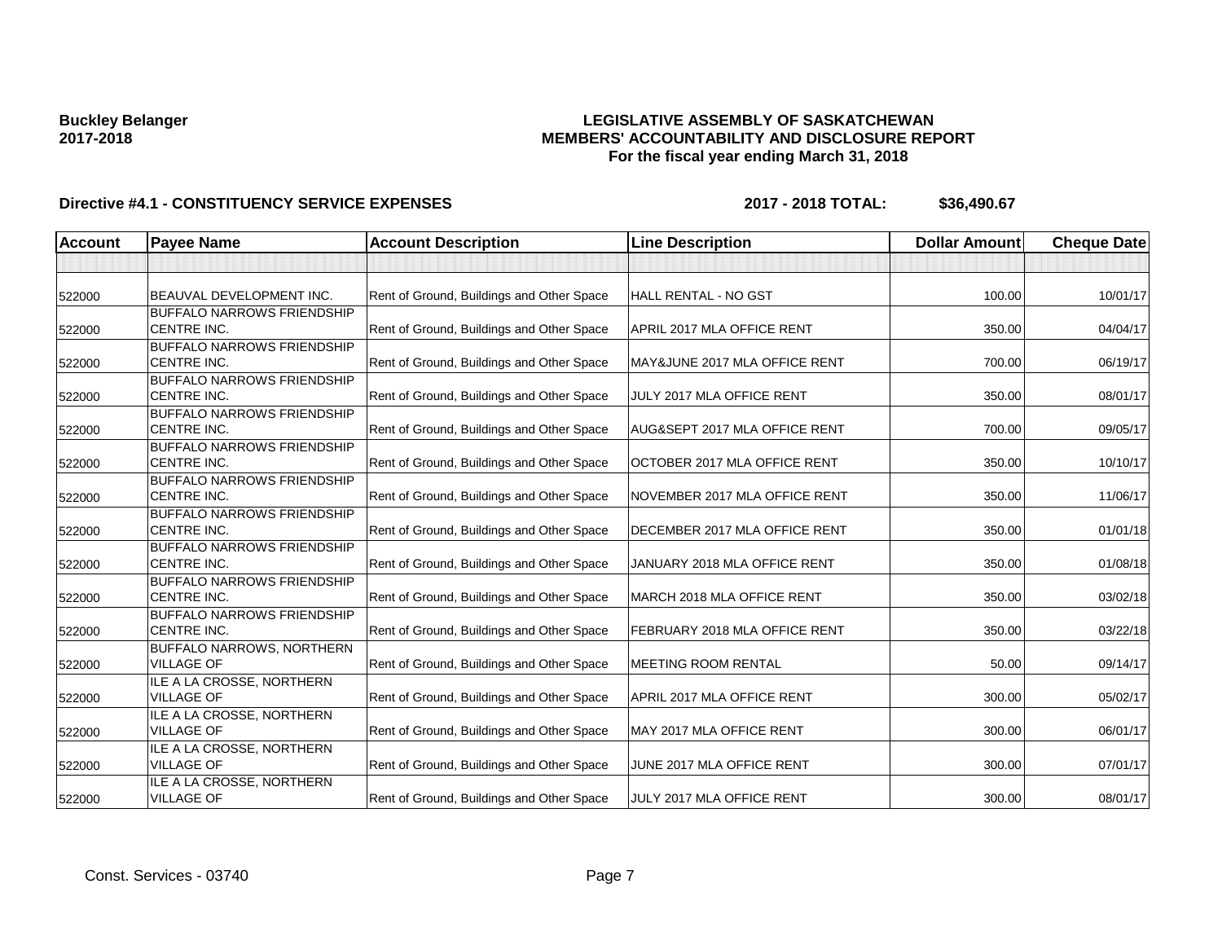**Buckley Belanger**
**2017-2018**

# LEGISLATIVE ASSEMBLY OF SASKATCHEWAN
## MEMBERS' ACCOUNTABILITY AND DISCLOSURE REPORT
### For the fiscal year ending March 31, 2018

**Directive #4.1 - CONSTITUENCY SERVICE EXPENSES** **2017 - 2018 TOTAL: $36,490.67**

| Account | Payee Name | Account Description | Line Description | Dollar Amount | Cheque Date |
|---|---|---|---|---|---|
| | | | | | |
| 522000 | BEAUVAL DEVELOPMENT INC. | Rent of Ground, Buildings and Other Space | HALL RENTAL - NO GST | 100.00 | 10/01/17 |
| 522000 | BUFFALO NARROWS FRIENDSHIP CENTRE INC. | Rent of Ground, Buildings and Other Space | APRIL 2017 MLA OFFICE RENT | 350.00 | 04/04/17 |
| 522000 | BUFFALO NARROWS FRIENDSHIP CENTRE INC. | Rent of Ground, Buildings and Other Space | MAY&JUNE 2017 MLA OFFICE RENT | 700.00 | 06/19/17 |
| 522000 | BUFFALO NARROWS FRIENDSHIP CENTRE INC. | Rent of Ground, Buildings and Other Space | JULY 2017 MLA OFFICE RENT | 350.00 | 08/01/17 |
| 522000 | BUFFALO NARROWS FRIENDSHIP CENTRE INC. | Rent of Ground, Buildings and Other Space | AUG&SEPT 2017 MLA OFFICE RENT | 700.00 | 09/05/17 |
| 522000 | BUFFALO NARROWS FRIENDSHIP CENTRE INC. | Rent of Ground, Buildings and Other Space | OCTOBER 2017 MLA OFFICE RENT | 350.00 | 10/10/17 |
| 522000 | BUFFALO NARROWS FRIENDSHIP CENTRE INC. | Rent of Ground, Buildings and Other Space | NOVEMBER 2017 MLA OFFICE RENT | 350.00 | 11/06/17 |
| 522000 | BUFFALO NARROWS FRIENDSHIP CENTRE INC. | Rent of Ground, Buildings and Other Space | DECEMBER 2017 MLA OFFICE RENT | 350.00 | 01/01/18 |
| 522000 | BUFFALO NARROWS FRIENDSHIP CENTRE INC. | Rent of Ground, Buildings and Other Space | JANUARY 2018 MLA OFFICE RENT | 350.00 | 01/08/18 |
| 522000 | BUFFALO NARROWS FRIENDSHIP CENTRE INC. | Rent of Ground, Buildings and Other Space | MARCH 2018 MLA OFFICE RENT | 350.00 | 03/02/18 |
| 522000 | BUFFALO NARROWS FRIENDSHIP CENTRE INC. | Rent of Ground, Buildings and Other Space | FEBRUARY 2018 MLA OFFICE RENT | 350.00 | 03/22/18 |
| 522000 | BUFFALO NARROWS, NORTHERN VILLAGE OF | Rent of Ground, Buildings and Other Space | MEETING ROOM RENTAL | 50.00 | 09/14/17 |
| 522000 | ILE A LA CROSSE, NORTHERN VILLAGE OF | Rent of Ground, Buildings and Other Space | APRIL 2017 MLA OFFICE RENT | 300.00 | 05/02/17 |
| 522000 | ILE A LA CROSSE, NORTHERN VILLAGE OF | Rent of Ground, Buildings and Other Space | MAY 2017 MLA OFFICE RENT | 300.00 | 06/01/17 |
| 522000 | ILE A LA CROSSE, NORTHERN VILLAGE OF | Rent of Ground, Buildings and Other Space | JUNE 2017 MLA OFFICE RENT | 300.00 | 07/01/17 |
| 522000 | ILE A LA CROSSE, NORTHERN VILLAGE OF | Rent of Ground, Buildings and Other Space | JULY 2017 MLA OFFICE RENT | 300.00 | 08/01/17 |

Const. Services - 03740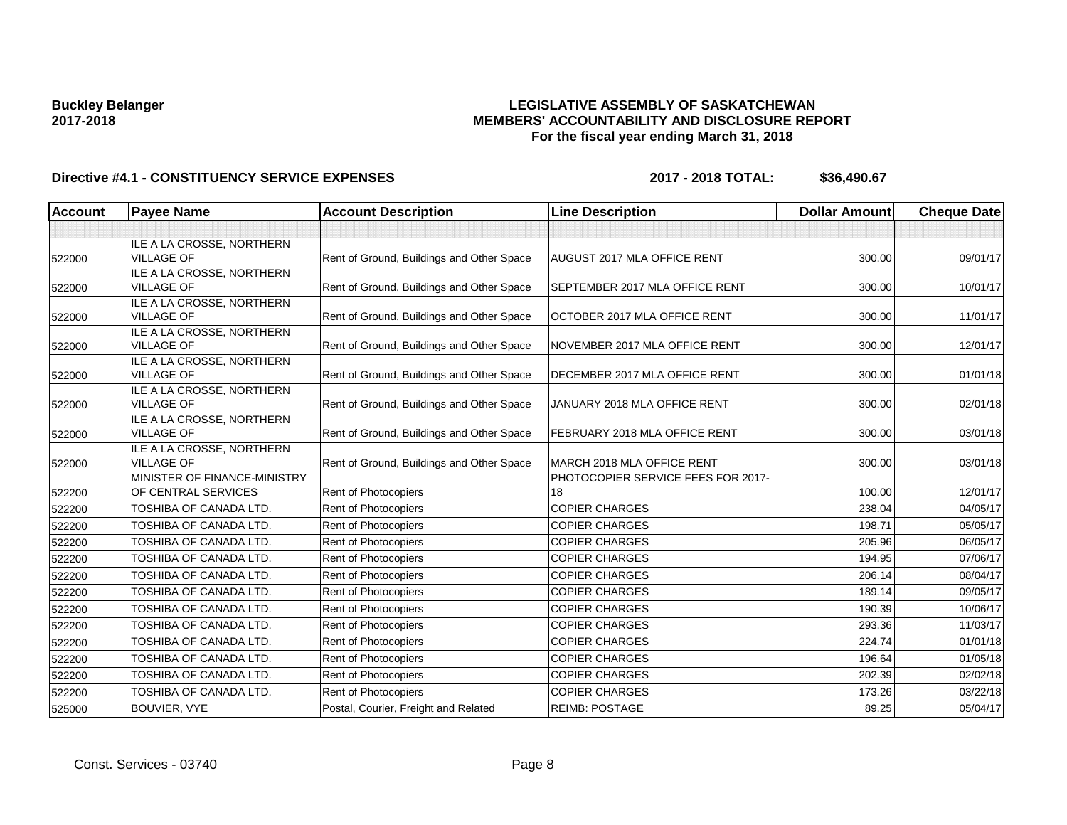**Buckley Belanger**
**2017-2018**

**LEGISLATIVE ASSEMBLY OF SASKATCHEWAN**
**MEMBERS' ACCOUNTABILITY AND DISCLOSURE REPORT**
**For the fiscal year ending March 31, 2018**

**Directive #4.1 - CONSTITUENCY SERVICE EXPENSES** **2017 - 2018 TOTAL: $36,490.67**

| Account | Payee Name | Account Description | Line Description | Dollar Amount | Cheque Date |
|---|---|---|---|---|---|
| | | | | | |
| 522000 | ILE A LA CROSSE, NORTHERN VILLAGE OF | Rent of Ground, Buildings and Other Space | AUGUST 2017 MLA OFFICE RENT | 300.00 | 09/01/17 |
| 522000 | ILE A LA CROSSE, NORTHERN VILLAGE OF | Rent of Ground, Buildings and Other Space | SEPTEMBER 2017 MLA OFFICE RENT | 300.00 | 10/01/17 |
| 522000 | ILE A LA CROSSE, NORTHERN VILLAGE OF | Rent of Ground, Buildings and Other Space | OCTOBER 2017 MLA OFFICE RENT | 300.00 | 11/01/17 |
| 522000 | ILE A LA CROSSE, NORTHERN VILLAGE OF | Rent of Ground, Buildings and Other Space | NOVEMBER 2017 MLA OFFICE RENT | 300.00 | 12/01/17 |
| 522000 | ILE A LA CROSSE, NORTHERN VILLAGE OF | Rent of Ground, Buildings and Other Space | DECEMBER 2017 MLA OFFICE RENT | 300.00 | 01/01/18 |
| 522000 | ILE A LA CROSSE, NORTHERN VILLAGE OF | Rent of Ground, Buildings and Other Space | JANUARY 2018 MLA OFFICE RENT | 300.00 | 02/01/18 |
| 522000 | ILE A LA CROSSE, NORTHERN VILLAGE OF | Rent of Ground, Buildings and Other Space | FEBRUARY 2018 MLA OFFICE RENT | 300.00 | 03/01/18 |
| 522000 | ILE A LA CROSSE, NORTHERN VILLAGE OF | Rent of Ground, Buildings and Other Space | MARCH 2018 MLA OFFICE RENT | 300.00 | 03/01/18 |
| 522200 | MINISTER OF FINANCE-MINISTRY OF CENTRAL SERVICES | Rent of Photocopiers | PHOTOCOPIER SERVICE FEES FOR 2017-18 | 100.00 | 12/01/17 |
| 522200 | TOSHIBA OF CANADA LTD. | Rent of Photocopiers | COPIER CHARGES | 238.04 | 04/05/17 |
| 522200 | TOSHIBA OF CANADA LTD. | Rent of Photocopiers | COPIER CHARGES | 198.71 | 05/05/17 |
| 522200 | TOSHIBA OF CANADA LTD. | Rent of Photocopiers | COPIER CHARGES | 205.96 | 06/05/17 |
| 522200 | TOSHIBA OF CANADA LTD. | Rent of Photocopiers | COPIER CHARGES | 194.95 | 07/06/17 |
| 522200 | TOSHIBA OF CANADA LTD. | Rent of Photocopiers | COPIER CHARGES | 206.14 | 08/04/17 |
| 522200 | TOSHIBA OF CANADA LTD. | Rent of Photocopiers | COPIER CHARGES | 189.14 | 09/05/17 |
| 522200 | TOSHIBA OF CANADA LTD. | Rent of Photocopiers | COPIER CHARGES | 190.39 | 10/06/17 |
| 522200 | TOSHIBA OF CANADA LTD. | Rent of Photocopiers | COPIER CHARGES | 293.36 | 11/03/17 |
| 522200 | TOSHIBA OF CANADA LTD. | Rent of Photocopiers | COPIER CHARGES | 224.74 | 01/01/18 |
| 522200 | TOSHIBA OF CANADA LTD. | Rent of Photocopiers | COPIER CHARGES | 196.64 | 01/05/18 |
| 522200 | TOSHIBA OF CANADA LTD. | Rent of Photocopiers | COPIER CHARGES | 202.39 | 02/02/18 |
| 522200 | TOSHIBA OF CANADA LTD. | Rent of Photocopiers | COPIER CHARGES | 173.26 | 03/22/18 |
| 525000 | BOUVIER, VYE | Postal, Courier, Freight and Related | REIMB: POSTAGE | 89.25 | 05/04/17 |

Const. Services - 03740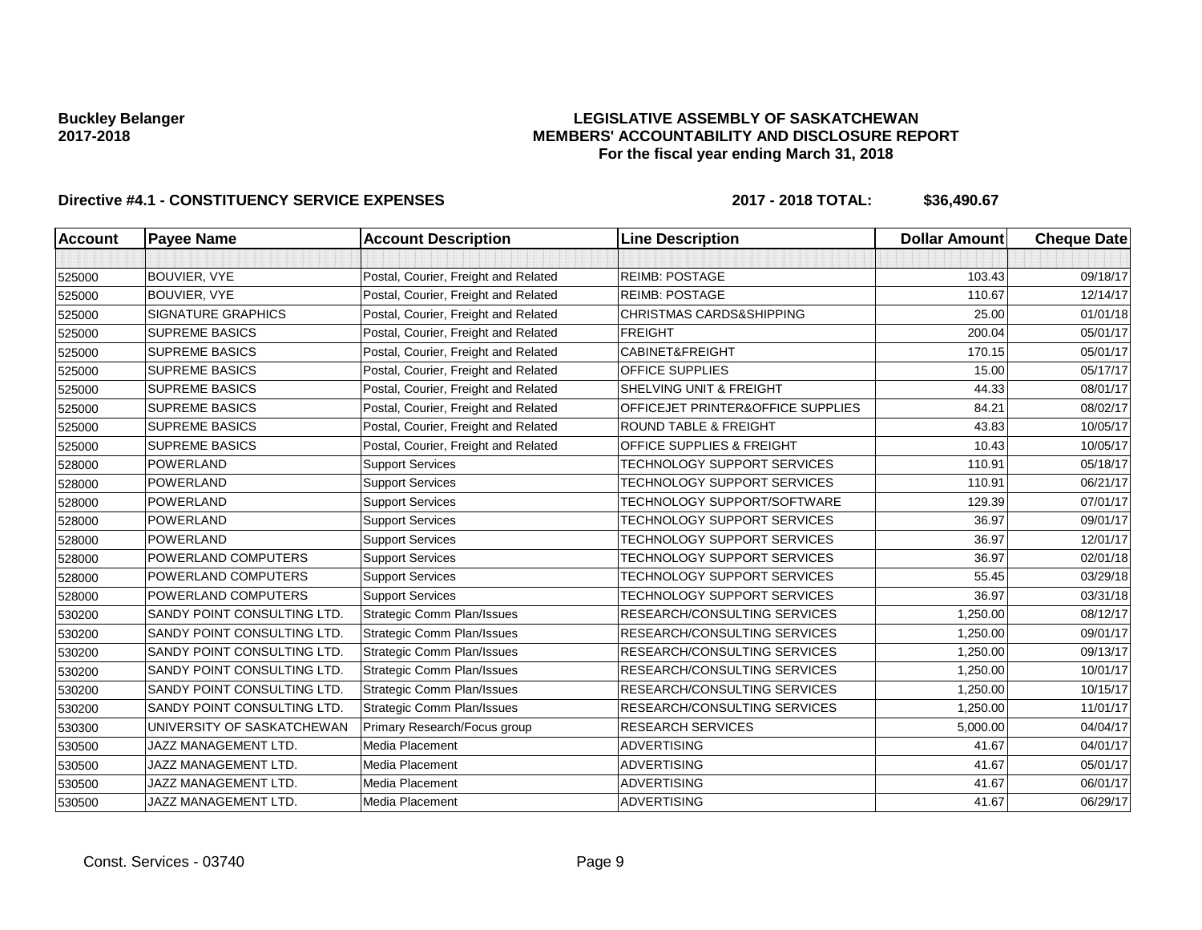**Buckley Belanger**
**2017-2018**

**LEGISLATIVE ASSEMBLY OF SASKATCHEWAN**
**MEMBERS' ACCOUNTABILITY AND DISCLOSURE REPORT**
**For the fiscal year ending March 31, 2018**

**Directive #4.1 - CONSTITUENCY SERVICE EXPENSES** **2017 - 2018 TOTAL: $36,490.67**

| Account | Payee Name | Account Description | Line Description | Dollar Amount | Cheque Date |
|---|---|---|---|---|---|
| | | | | | |
| 525000 | BOUVIER, VYE | Postal, Courier, Freight and Related | REIMB: POSTAGE | 103.43 | 09/18/17 |
| 525000 | BOUVIER, VYE | Postal, Courier, Freight and Related | REIMB: POSTAGE | 110.67 | 12/14/17 |
| 525000 | SIGNATURE GRAPHICS | Postal, Courier, Freight and Related | CHRISTMAS CARDS&SHIPPING | 25.00 | 01/01/18 |
| 525000 | SUPREME BASICS | Postal, Courier, Freight and Related | FREIGHT | 200.04 | 05/01/17 |
| 525000 | SUPREME BASICS | Postal, Courier, Freight and Related | CABINET&FREIGHT | 170.15 | 05/01/17 |
| 525000 | SUPREME BASICS | Postal, Courier, Freight and Related | OFFICE SUPPLIES | 15.00 | 05/17/17 |
| 525000 | SUPREME BASICS | Postal, Courier, Freight and Related | SHELVING UNIT & FREIGHT | 44.33 | 08/01/17 |
| 525000 | SUPREME BASICS | Postal, Courier, Freight and Related | OFFICEJET PRINTER&OFFICE SUPPLIES | 84.21 | 08/02/17 |
| 525000 | SUPREME BASICS | Postal, Courier, Freight and Related | ROUND TABLE & FREIGHT | 43.83 | 10/05/17 |
| 525000 | SUPREME BASICS | Postal, Courier, Freight and Related | OFFICE SUPPLIES & FREIGHT | 10.43 | 10/05/17 |
| 528000 | POWERLAND | Support Services | TECHNOLOGY SUPPORT SERVICES | 110.91 | 05/18/17 |
| 528000 | POWERLAND | Support Services | TECHNOLOGY SUPPORT SERVICES | 110.91 | 06/21/17 |
| 528000 | POWERLAND | Support Services | TECHNOLOGY SUPPORT/SOFTWARE | 129.39 | 07/01/17 |
| 528000 | POWERLAND | Support Services | TECHNOLOGY SUPPORT SERVICES | 36.97 | 09/01/17 |
| 528000 | POWERLAND | Support Services | TECHNOLOGY SUPPORT SERVICES | 36.97 | 12/01/17 |
| 528000 | POWERLAND COMPUTERS | Support Services | TECHNOLOGY SUPPORT SERVICES | 36.97 | 02/01/18 |
| 528000 | POWERLAND COMPUTERS | Support Services | TECHNOLOGY SUPPORT SERVICES | 55.45 | 03/29/18 |
| 528000 | POWERLAND COMPUTERS | Support Services | TECHNOLOGY SUPPORT SERVICES | 36.97 | 03/31/18 |
| 530200 | SANDY POINT CONSULTING LTD. | Strategic Comm Plan/Issues | RESEARCH/CONSULTING SERVICES | 1,250.00 | 08/12/17 |
| 530200 | SANDY POINT CONSULTING LTD. | Strategic Comm Plan/Issues | RESEARCH/CONSULTING SERVICES | 1,250.00 | 09/01/17 |
| 530200 | SANDY POINT CONSULTING LTD. | Strategic Comm Plan/Issues | RESEARCH/CONSULTING SERVICES | 1,250.00 | 09/13/17 |
| 530200 | SANDY POINT CONSULTING LTD. | Strategic Comm Plan/Issues | RESEARCH/CONSULTING SERVICES | 1,250.00 | 10/01/17 |
| 530200 | SANDY POINT CONSULTING LTD. | Strategic Comm Plan/Issues | RESEARCH/CONSULTING SERVICES | 1,250.00 | 10/15/17 |
| 530200 | SANDY POINT CONSULTING LTD. | Strategic Comm Plan/Issues | RESEARCH/CONSULTING SERVICES | 1,250.00 | 11/01/17 |
| 530300 | UNIVERSITY OF SASKATCHEWAN | Primary Research/Focus group | RESEARCH SERVICES | 5,000.00 | 04/04/17 |
| 530500 | JAZZ MANAGEMENT LTD. | Media Placement | ADVERTISING | 41.67 | 04/01/17 |
| 530500 | JAZZ MANAGEMENT LTD. | Media Placement | ADVERTISING | 41.67 | 05/01/17 |
| 530500 | JAZZ MANAGEMENT LTD. | Media Placement | ADVERTISING | 41.67 | 06/01/17 |
| 530500 | JAZZ MANAGEMENT LTD. | Media Placement | ADVERTISING | 41.67 | 06/29/17 |

Const. Services - 03740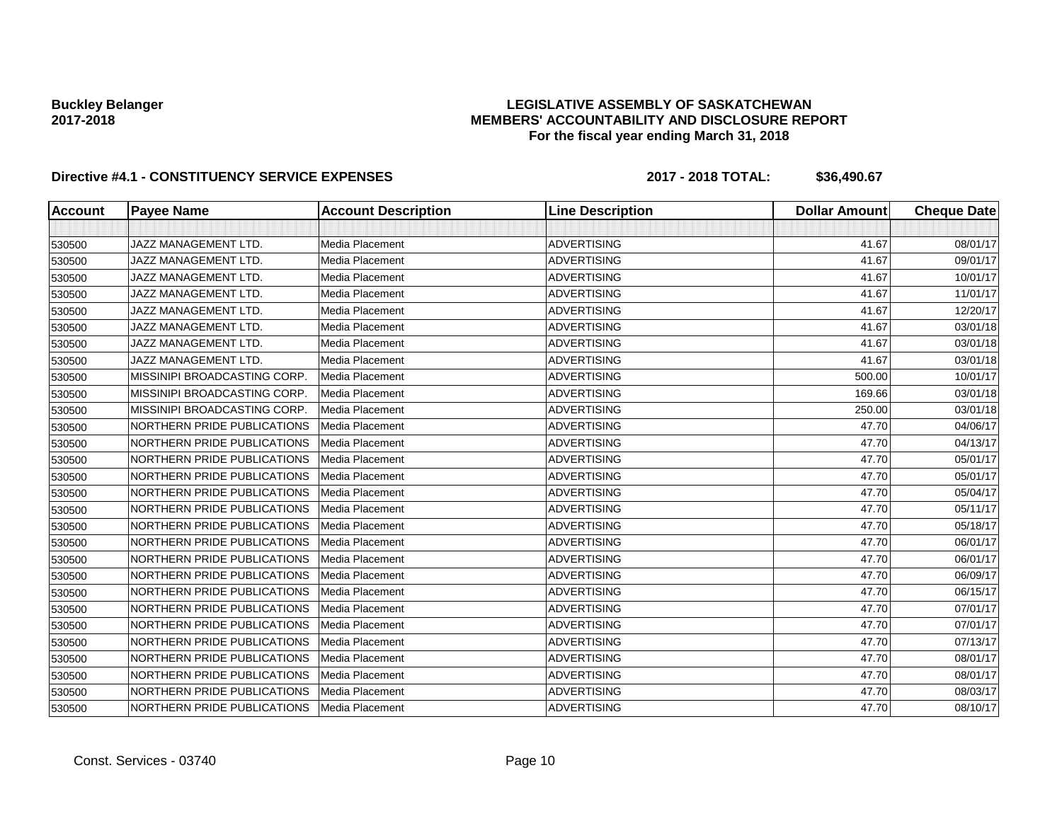**Buckley Belanger**
**2017-2018**

**LEGISLATIVE ASSEMBLY OF SASKATCHEWAN**
**MEMBERS' ACCOUNTABILITY AND DISCLOSURE REPORT**
**For the fiscal year ending March 31, 2018**

**Directive #4.1 - CONSTITUENCY SERVICE EXPENSES** **2017 - 2018 TOTAL: $36,490.67**

| Account | Payee Name | Account Description | Line Description | Dollar Amount | Cheque Date |
|---|---|---|---|---|---|
| | | | | | |
| 530500 | JAZZ MANAGEMENT LTD. | Media Placement | ADVERTISING | 41.67 | 08/01/17 |
| 530500 | JAZZ MANAGEMENT LTD. | Media Placement | ADVERTISING | 41.67 | 09/01/17 |
| 530500 | JAZZ MANAGEMENT LTD. | Media Placement | ADVERTISING | 41.67 | 10/01/17 |
| 530500 | JAZZ MANAGEMENT LTD. | Media Placement | ADVERTISING | 41.67 | 11/01/17 |
| 530500 | JAZZ MANAGEMENT LTD. | Media Placement | ADVERTISING | 41.67 | 12/20/17 |
| 530500 | JAZZ MANAGEMENT LTD. | Media Placement | ADVERTISING | 41.67 | 03/01/18 |
| 530500 | JAZZ MANAGEMENT LTD. | Media Placement | ADVERTISING | 41.67 | 03/01/18 |
| 530500 | JAZZ MANAGEMENT LTD. | Media Placement | ADVERTISING | 41.67 | 03/01/18 |
| 530500 | MISSINIPI BROADCASTING CORP. | Media Placement | ADVERTISING | 500.00 | 10/01/17 |
| 530500 | MISSINIPI BROADCASTING CORP. | Media Placement | ADVERTISING | 169.66 | 03/01/18 |
| 530500 | MISSINIPI BROADCASTING CORP. | Media Placement | ADVERTISING | 250.00 | 03/01/18 |
| 530500 | NORTHERN PRIDE PUBLICATIONS | Media Placement | ADVERTISING | 47.70 | 04/06/17 |
| 530500 | NORTHERN PRIDE PUBLICATIONS | Media Placement | ADVERTISING | 47.70 | 04/13/17 |
| 530500 | NORTHERN PRIDE PUBLICATIONS | Media Placement | ADVERTISING | 47.70 | 05/01/17 |
| 530500 | NORTHERN PRIDE PUBLICATIONS | Media Placement | ADVERTISING | 47.70 | 05/01/17 |
| 530500 | NORTHERN PRIDE PUBLICATIONS | Media Placement | ADVERTISING | 47.70 | 05/04/17 |
| 530500 | NORTHERN PRIDE PUBLICATIONS | Media Placement | ADVERTISING | 47.70 | 05/11/17 |
| 530500 | NORTHERN PRIDE PUBLICATIONS | Media Placement | ADVERTISING | 47.70 | 05/18/17 |
| 530500 | NORTHERN PRIDE PUBLICATIONS | Media Placement | ADVERTISING | 47.70 | 06/01/17 |
| 530500 | NORTHERN PRIDE PUBLICATIONS | Media Placement | ADVERTISING | 47.70 | 06/01/17 |
| 530500 | NORTHERN PRIDE PUBLICATIONS | Media Placement | ADVERTISING | 47.70 | 06/09/17 |
| 530500 | NORTHERN PRIDE PUBLICATIONS | Media Placement | ADVERTISING | 47.70 | 06/15/17 |
| 530500 | NORTHERN PRIDE PUBLICATIONS | Media Placement | ADVERTISING | 47.70 | 07/01/17 |
| 530500 | NORTHERN PRIDE PUBLICATIONS | Media Placement | ADVERTISING | 47.70 | 07/01/17 |
| 530500 | NORTHERN PRIDE PUBLICATIONS | Media Placement | ADVERTISING | 47.70 | 07/13/17 |
| 530500 | NORTHERN PRIDE PUBLICATIONS | Media Placement | ADVERTISING | 47.70 | 08/01/17 |
| 530500 | NORTHERN PRIDE PUBLICATIONS | Media Placement | ADVERTISING | 47.70 | 08/01/17 |
| 530500 | NORTHERN PRIDE PUBLICATIONS | Media Placement | ADVERTISING | 47.70 | 08/03/17 |
| 530500 | NORTHERN PRIDE PUBLICATIONS | Media Placement | ADVERTISING | 47.70 | 08/10/17 |

Const. Services - 03740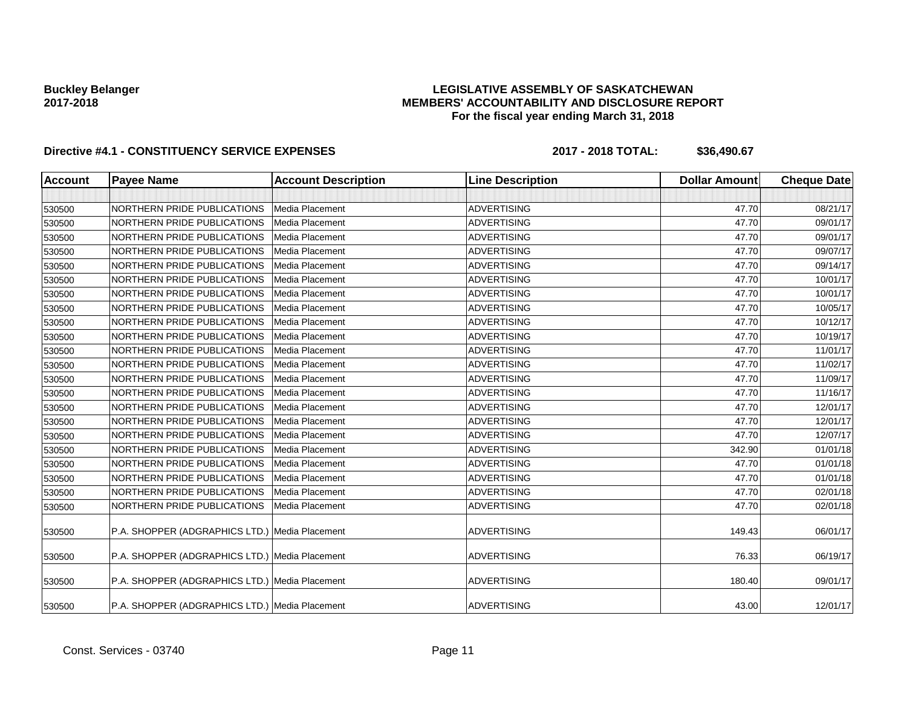**Buckley Belanger**
**2017-2018**

**LEGISLATIVE ASSEMBLY OF SASKATCHEWAN**
**MEMBERS' ACCOUNTABILITY AND DISCLOSURE REPORT**
**For the fiscal year ending March 31, 2018**

**Directive #4.1 - CONSTITUENCY SERVICE EXPENSES** **2017 - 2018 TOTAL: $36,490.67**

| Account | Payee Name | Account Description | Line Description | Dollar Amount | Cheque Date |
|---|---|---|---|---|---|
| | | | | | |
| 530500 | NORTHERN PRIDE PUBLICATIONS | Media Placement | ADVERTISING | 47.70 | 08/21/17 |
| 530500 | NORTHERN PRIDE PUBLICATIONS | Media Placement | ADVERTISING | 47.70 | 09/01/17 |
| 530500 | NORTHERN PRIDE PUBLICATIONS | Media Placement | ADVERTISING | 47.70 | 09/01/17 |
| 530500 | NORTHERN PRIDE PUBLICATIONS | Media Placement | ADVERTISING | 47.70 | 09/07/17 |
| 530500 | NORTHERN PRIDE PUBLICATIONS | Media Placement | ADVERTISING | 47.70 | 09/14/17 |
| 530500 | NORTHERN PRIDE PUBLICATIONS | Media Placement | ADVERTISING | 47.70 | 10/01/17 |
| 530500 | NORTHERN PRIDE PUBLICATIONS | Media Placement | ADVERTISING | 47.70 | 10/01/17 |
| 530500 | NORTHERN PRIDE PUBLICATIONS | Media Placement | ADVERTISING | 47.70 | 10/05/17 |
| 530500 | NORTHERN PRIDE PUBLICATIONS | Media Placement | ADVERTISING | 47.70 | 10/12/17 |
| 530500 | NORTHERN PRIDE PUBLICATIONS | Media Placement | ADVERTISING | 47.70 | 10/19/17 |
| 530500 | NORTHERN PRIDE PUBLICATIONS | Media Placement | ADVERTISING | 47.70 | 11/01/17 |
| 530500 | NORTHERN PRIDE PUBLICATIONS | Media Placement | ADVERTISING | 47.70 | 11/02/17 |
| 530500 | NORTHERN PRIDE PUBLICATIONS | Media Placement | ADVERTISING | 47.70 | 11/09/17 |
| 530500 | NORTHERN PRIDE PUBLICATIONS | Media Placement | ADVERTISING | 47.70 | 11/16/17 |
| 530500 | NORTHERN PRIDE PUBLICATIONS | Media Placement | ADVERTISING | 47.70 | 12/01/17 |
| 530500 | NORTHERN PRIDE PUBLICATIONS | Media Placement | ADVERTISING | 47.70 | 12/01/17 |
| 530500 | NORTHERN PRIDE PUBLICATIONS | Media Placement | ADVERTISING | 47.70 | 12/07/17 |
| 530500 | NORTHERN PRIDE PUBLICATIONS | Media Placement | ADVERTISING | 342.90 | 01/01/18 |
| 530500 | NORTHERN PRIDE PUBLICATIONS | Media Placement | ADVERTISING | 47.70 | 01/01/18 |
| 530500 | NORTHERN PRIDE PUBLICATIONS | Media Placement | ADVERTISING | 47.70 | 01/01/18 |
| 530500 | NORTHERN PRIDE PUBLICATIONS | Media Placement | ADVERTISING | 47.70 | 02/01/18 |
| 530500 | NORTHERN PRIDE PUBLICATIONS | Media Placement | ADVERTISING | 47.70 | 02/01/18 |
| 530500 | P.A. SHOPPER (ADGRAPHICS LTD.) | Media Placement | ADVERTISING | 149.43 | 06/01/17 |
| 530500 | P.A. SHOPPER (ADGRAPHICS LTD.) | Media Placement | ADVERTISING | 76.33 | 06/19/17 |
| 530500 | P.A. SHOPPER (ADGRAPHICS LTD.) | Media Placement | ADVERTISING | 180.40 | 09/01/17 |
| 530500 | P.A. SHOPPER (ADGRAPHICS LTD.) | Media Placement | ADVERTISING | 43.00 | 12/01/17 |

Const. Services - 03740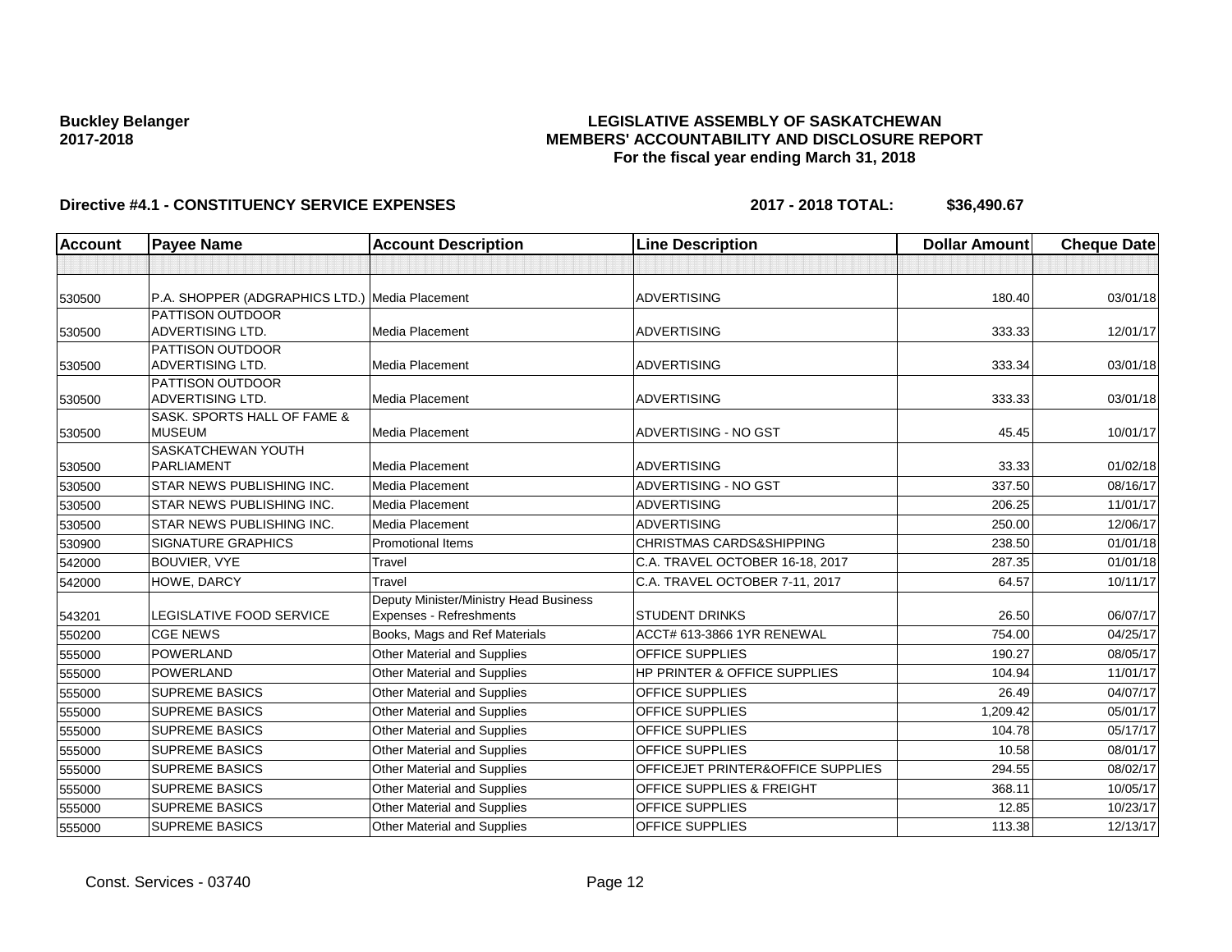**Buckley Belanger**
**2017-2018**

# LEGISLATIVE ASSEMBLY OF SASKATCHEWAN
## MEMBERS' ACCOUNTABILITY AND DISCLOSURE REPORT
### For the fiscal year ending March 31, 2018

**Directive #4.1 - CONSTITUENCY SERVICE EXPENSES** **2017 - 2018 TOTAL: $36,490.67**

| Account | Payee Name | Account Description | Line Description | Dollar Amount | Cheque Date |
|---|---|---|---|---|---|
| | | | | | |
| 530500 | P.A. SHOPPER (ADGRAPHICS LTD.) | Media Placement | ADVERTISING | 180.40 | 03/01/18 |
| 530500 | PATTISON OUTDOOR ADVERTISING LTD. | Media Placement | ADVERTISING | 333.33 | 12/01/17 |
| 530500 | PATTISON OUTDOOR ADVERTISING LTD. | Media Placement | ADVERTISING | 333.34 | 03/01/18 |
| 530500 | PATTISON OUTDOOR ADVERTISING LTD. | Media Placement | ADVERTISING | 333.33 | 03/01/18 |
| 530500 | SASK. SPORTS HALL OF FAME & MUSEUM | Media Placement | ADVERTISING - NO GST | 45.45 | 10/01/17 |
| 530500 | SASKATCHEWAN YOUTH PARLIAMENT | Media Placement | ADVERTISING | 33.33 | 01/02/18 |
| 530500 | STAR NEWS PUBLISHING INC. | Media Placement | ADVERTISING - NO GST | 337.50 | 08/16/17 |
| 530500 | STAR NEWS PUBLISHING INC. | Media Placement | ADVERTISING | 206.25 | 11/01/17 |
| 530500 | STAR NEWS PUBLISHING INC. | Media Placement | ADVERTISING | 250.00 | 12/06/17 |
| 530900 | SIGNATURE GRAPHICS | Promotional Items | CHRISTMAS CARDS&SHIPPING | 238.50 | 01/01/18 |
| 542000 | BOUVIER, VYE | Travel | C.A. TRAVEL OCTOBER 16-18, 2017 | 287.35 | 01/01/18 |
| 542000 | HOWE, DARCY | Travel | C.A. TRAVEL OCTOBER 7-11, 2017 | 64.57 | 10/11/17 |
| 543201 | LEGISLATIVE FOOD SERVICE | Deputy Minister/Ministry Head Business Expenses - Refreshments | STUDENT DRINKS | 26.50 | 06/07/17 |
| 550200 | CGE NEWS | Books, Mags and Ref Materials | ACCT# 613-3866 1YR RENEWAL | 754.00 | 04/25/17 |
| 555000 | POWERLAND | Other Material and Supplies | OFFICE SUPPLIES | 190.27 | 08/05/17 |
| 555000 | POWERLAND | Other Material and Supplies | HP PRINTER & OFFICE SUPPLIES | 104.94 | 11/01/17 |
| 555000 | SUPREME BASICS | Other Material and Supplies | OFFICE SUPPLIES | 26.49 | 04/07/17 |
| 555000 | SUPREME BASICS | Other Material and Supplies | OFFICE SUPPLIES | 1,209.42 | 05/01/17 |
| 555000 | SUPREME BASICS | Other Material and Supplies | OFFICE SUPPLIES | 104.78 | 05/17/17 |
| 555000 | SUPREME BASICS | Other Material and Supplies | OFFICE SUPPLIES | 10.58 | 08/01/17 |
| 555000 | SUPREME BASICS | Other Material and Supplies | OFFICEJET PRINTER&OFFICE SUPPLIES | 294.55 | 08/02/17 |
| 555000 | SUPREME BASICS | Other Material and Supplies | OFFICE SUPPLIES & FREIGHT | 368.11 | 10/05/17 |
| 555000 | SUPREME BASICS | Other Material and Supplies | OFFICE SUPPLIES | 12.85 | 10/23/17 |
| 555000 | SUPREME BASICS | Other Material and Supplies | OFFICE SUPPLIES | 113.38 | 12/13/17 |

Const. Services - 03740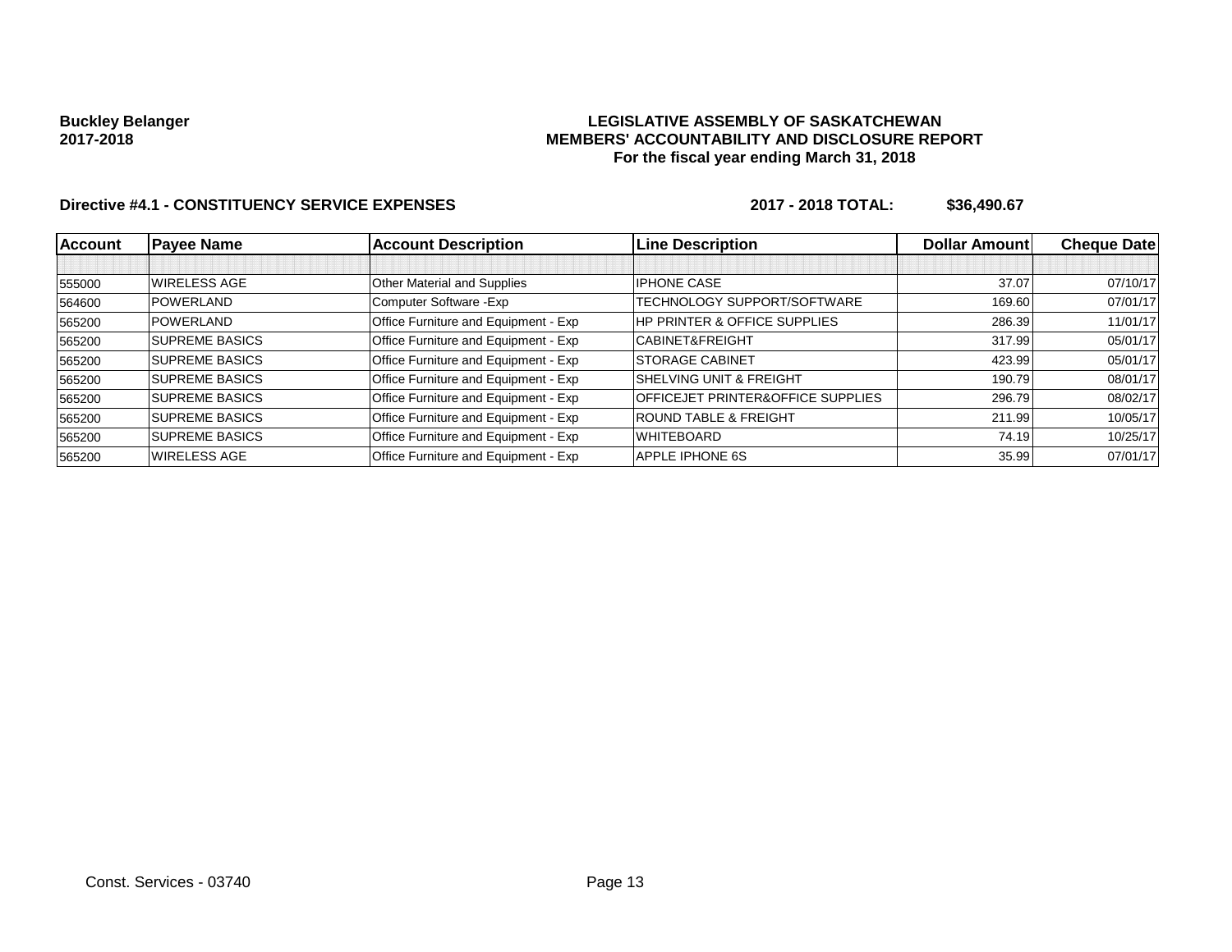**Buckley Belanger**
**2017-2018**

**LEGISLATIVE ASSEMBLY OF SASKATCHEWAN**
**MEMBERS' ACCOUNTABILITY AND DISCLOSURE REPORT**
**For the fiscal year ending March 31, 2018**

**Directive #4.1 - CONSTITUENCY SERVICE EXPENSES** **2017 - 2018 TOTAL: $36,490.67**

| Account | Payee Name | Account Description | Line Description | Dollar Amount | Cheque Date |
|---|---|---|---|---|---|
| | | | | | |
| 555000 | WIRELESS AGE | Other Material and Supplies | IPHONE CASE | 37.07 | 07/10/17 |
| 564600 | POWERLAND | Computer Software -Exp | TECHNOLOGY SUPPORT/SOFTWARE | 169.60 | 07/01/17 |
| 565200 | POWERLAND | Office Furniture and Equipment - Exp | HP PRINTER & OFFICE SUPPLIES | 286.39 | 11/01/17 |
| 565200 | SUPREME BASICS | Office Furniture and Equipment - Exp | CABINET&FREIGHT | 317.99 | 05/01/17 |
| 565200 | SUPREME BASICS | Office Furniture and Equipment - Exp | STORAGE CABINET | 423.99 | 05/01/17 |
| 565200 | SUPREME BASICS | Office Furniture and Equipment - Exp | SHELVING UNIT & FREIGHT | 190.79 | 08/01/17 |
| 565200 | SUPREME BASICS | Office Furniture and Equipment - Exp | OFFICEJET PRINTER&OFFICE SUPPLIES | 296.79 | 08/02/17 |
| 565200 | SUPREME BASICS | Office Furniture and Equipment - Exp | ROUND TABLE & FREIGHT | 211.99 | 10/05/17 |
| 565200 | SUPREME BASICS | Office Furniture and Equipment - Exp | WHITEBOARD | 74.19 | 10/25/17 |
| 565200 | WIRELESS AGE | Office Furniture and Equipment - Exp | APPLE IPHONE 6S | 35.99 | 07/01/17 |

Const. Services - 03740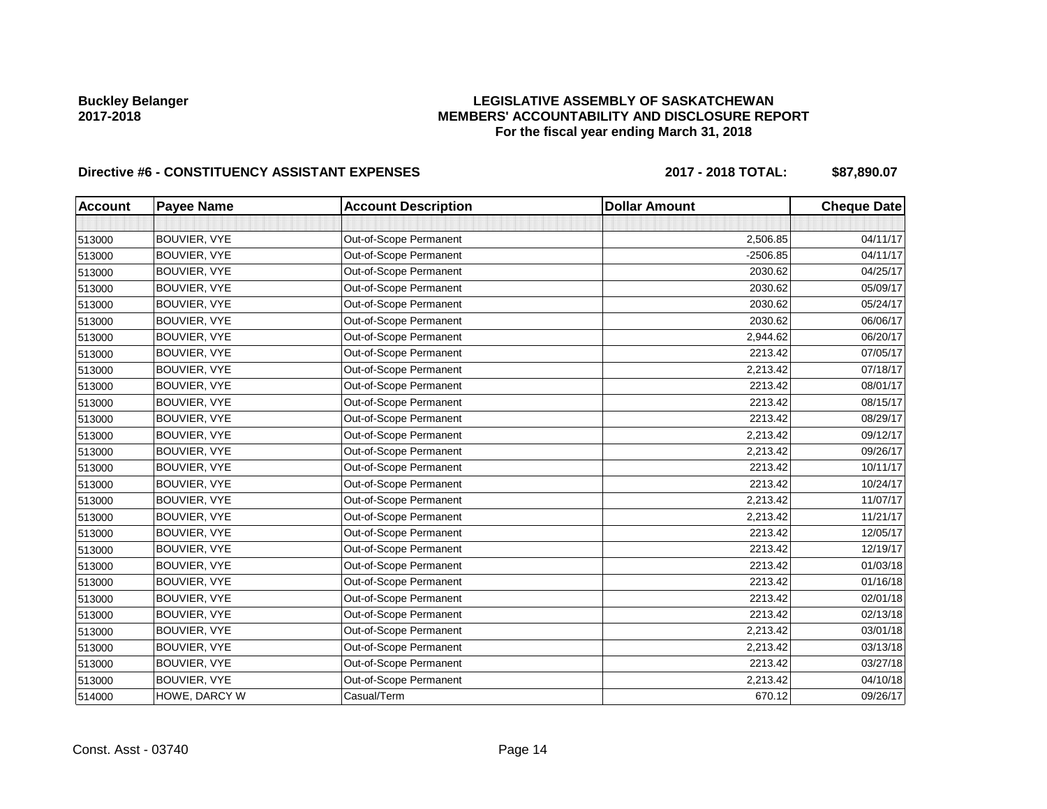**Buckley Belanger**
**2017-2018**

**LEGISLATIVE ASSEMBLY OF SASKATCHEWAN**
**MEMBERS' ACCOUNTABILITY AND DISCLOSURE REPORT**
**For the fiscal year ending March 31, 2018**

**Directive #6 - CONSTITUENCY ASSISTANT EXPENSES** **2017 - 2018 TOTAL: $87,890.07**

| Account | Payee Name | Account Description | Dollar Amount | Cheque Date |
|---|---|---|---|---|
| | | | | |
| 513000 | BOUVIER, VYE | Out-of-Scope Permanent | 2,506.85 | 04/11/17 |
| 513000 | BOUVIER, VYE | Out-of-Scope Permanent | -2506.85 | 04/11/17 |
| 513000 | BOUVIER, VYE | Out-of-Scope Permanent | 2030.62 | 04/25/17 |
| 513000 | BOUVIER, VYE | Out-of-Scope Permanent | 2030.62 | 05/09/17 |
| 513000 | BOUVIER, VYE | Out-of-Scope Permanent | 2030.62 | 05/24/17 |
| 513000 | BOUVIER, VYE | Out-of-Scope Permanent | 2030.62 | 06/06/17 |
| 513000 | BOUVIER, VYE | Out-of-Scope Permanent | 2,944.62 | 06/20/17 |
| 513000 | BOUVIER, VYE | Out-of-Scope Permanent | 2213.42 | 07/05/17 |
| 513000 | BOUVIER, VYE | Out-of-Scope Permanent | 2,213.42 | 07/18/17 |
| 513000 | BOUVIER, VYE | Out-of-Scope Permanent | 2213.42 | 08/01/17 |
| 513000 | BOUVIER, VYE | Out-of-Scope Permanent | 2213.42 | 08/15/17 |
| 513000 | BOUVIER, VYE | Out-of-Scope Permanent | 2213.42 | 08/29/17 |
| 513000 | BOUVIER, VYE | Out-of-Scope Permanent | 2,213.42 | 09/12/17 |
| 513000 | BOUVIER, VYE | Out-of-Scope Permanent | 2,213.42 | 09/26/17 |
| 513000 | BOUVIER, VYE | Out-of-Scope Permanent | 2213.42 | 10/11/17 |
| 513000 | BOUVIER, VYE | Out-of-Scope Permanent | 2213.42 | 10/24/17 |
| 513000 | BOUVIER, VYE | Out-of-Scope Permanent | 2,213.42 | 11/07/17 |
| 513000 | BOUVIER, VYE | Out-of-Scope Permanent | 2,213.42 | 11/21/17 |
| 513000 | BOUVIER, VYE | Out-of-Scope Permanent | 2213.42 | 12/05/17 |
| 513000 | BOUVIER, VYE | Out-of-Scope Permanent | 2213.42 | 12/19/17 |
| 513000 | BOUVIER, VYE | Out-of-Scope Permanent | 2213.42 | 01/03/18 |
| 513000 | BOUVIER, VYE | Out-of-Scope Permanent | 2213.42 | 01/16/18 |
| 513000 | BOUVIER, VYE | Out-of-Scope Permanent | 2213.42 | 02/01/18 |
| 513000 | BOUVIER, VYE | Out-of-Scope Permanent | 2213.42 | 02/13/18 |
| 513000 | BOUVIER, VYE | Out-of-Scope Permanent | 2,213.42 | 03/01/18 |
| 513000 | BOUVIER, VYE | Out-of-Scope Permanent | 2,213.42 | 03/13/18 |
| 513000 | BOUVIER, VYE | Out-of-Scope Permanent | 2213.42 | 03/27/18 |
| 513000 | BOUVIER, VYE | Out-of-Scope Permanent | 2,213.42 | 04/10/18 |
| 514000 | HOWE, DARCY W | Casual/Term | 670.12 | 09/26/17 |

Const. Asst - 03740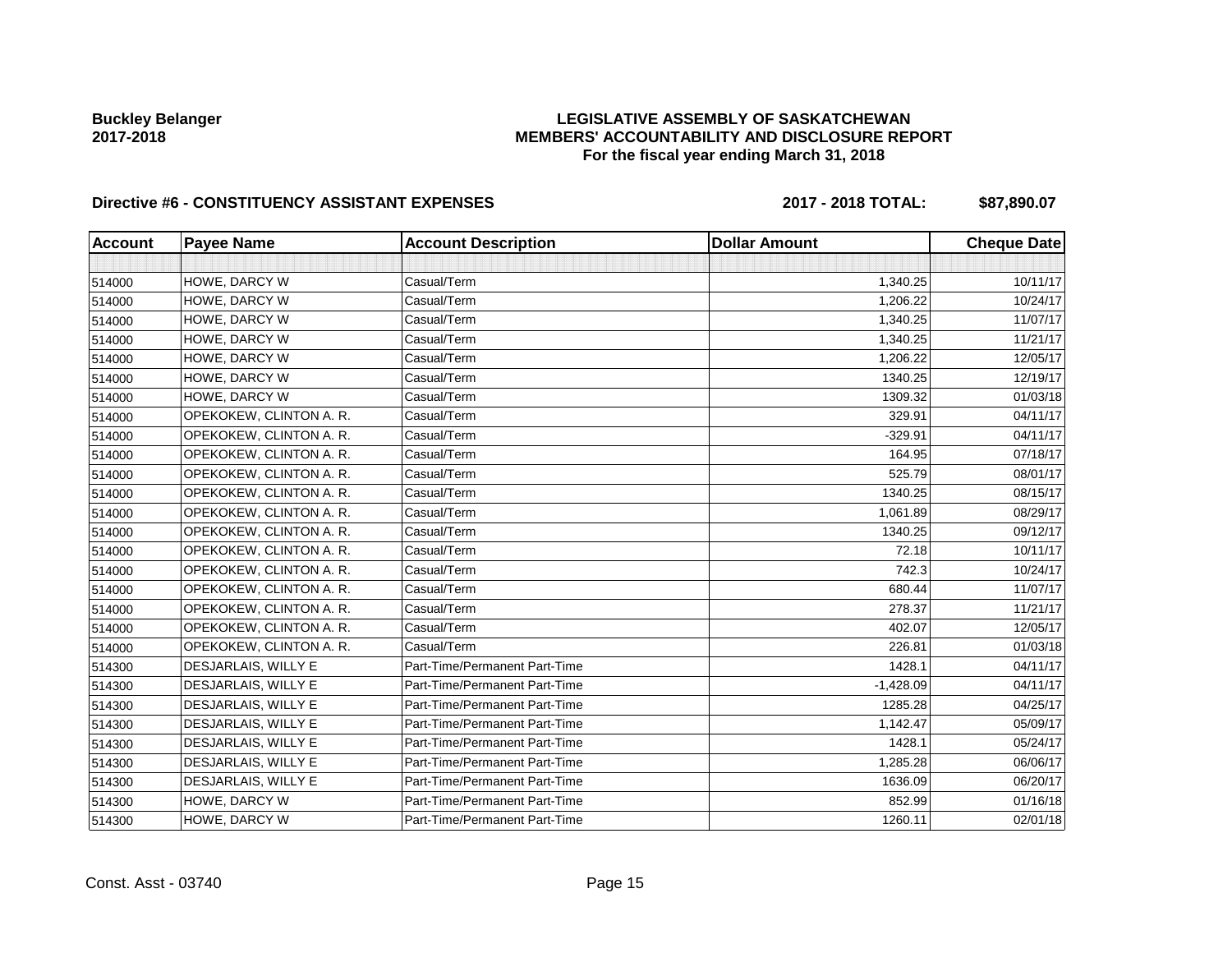**Buckley Belanger**
**2017-2018**

# LEGISLATIVE ASSEMBLY OF SASKATCHEWAN
## MEMBERS' ACCOUNTABILITY AND DISCLOSURE REPORT
### For the fiscal year ending March 31, 2018

**Directive #6 - CONSTITUENCY ASSISTANT EXPENSES** **2017 - 2018 TOTAL: $87,890.07**

| Account | Payee Name | Account Description | Dollar Amount | Cheque Date |
|---|---|---|---|---|
| | | | | |
| 514000 | HOWE, DARCY W | Casual/Term | 1,340.25 | 10/11/17 |
| 514000 | HOWE, DARCY W | Casual/Term | 1,206.22 | 10/24/17 |
| 514000 | HOWE, DARCY W | Casual/Term | 1,340.25 | 11/07/17 |
| 514000 | HOWE, DARCY W | Casual/Term | 1,340.25 | 11/21/17 |
| 514000 | HOWE, DARCY W | Casual/Term | 1,206.22 | 12/05/17 |
| 514000 | HOWE, DARCY W | Casual/Term | 1340.25 | 12/19/17 |
| 514000 | HOWE, DARCY W | Casual/Term | 1309.32 | 01/03/18 |
| 514000 | OPEKOKEW, CLINTON A. R. | Casual/Term | 329.91 | 04/11/17 |
| 514000 | OPEKOKEW, CLINTON A. R. | Casual/Term | -329.91 | 04/11/17 |
| 514000 | OPEKOKEW, CLINTON A. R. | Casual/Term | 164.95 | 07/18/17 |
| 514000 | OPEKOKEW, CLINTON A. R. | Casual/Term | 525.79 | 08/01/17 |
| 514000 | OPEKOKEW, CLINTON A. R. | Casual/Term | 1340.25 | 08/15/17 |
| 514000 | OPEKOKEW, CLINTON A. R. | Casual/Term | 1,061.89 | 08/29/17 |
| 514000 | OPEKOKEW, CLINTON A. R. | Casual/Term | 1340.25 | 09/12/17 |
| 514000 | OPEKOKEW, CLINTON A. R. | Casual/Term | 72.18 | 10/11/17 |
| 514000 | OPEKOKEW, CLINTON A. R. | Casual/Term | 742.3 | 10/24/17 |
| 514000 | OPEKOKEW, CLINTON A. R. | Casual/Term | 680.44 | 11/07/17 |
| 514000 | OPEKOKEW, CLINTON A. R. | Casual/Term | 278.37 | 11/21/17 |
| 514000 | OPEKOKEW, CLINTON A. R. | Casual/Term | 402.07 | 12/05/17 |
| 514000 | OPEKOKEW, CLINTON A. R. | Casual/Term | 226.81 | 01/03/18 |
| 514300 | DESJARLAIS, WILLY E | Part-Time/Permanent Part-Time | 1428.1 | 04/11/17 |
| 514300 | DESJARLAIS, WILLY E | Part-Time/Permanent Part-Time | -1,428.09 | 04/11/17 |
| 514300 | DESJARLAIS, WILLY E | Part-Time/Permanent Part-Time | 1285.28 | 04/25/17 |
| 514300 | DESJARLAIS, WILLY E | Part-Time/Permanent Part-Time | 1,142.47 | 05/09/17 |
| 514300 | DESJARLAIS, WILLY E | Part-Time/Permanent Part-Time | 1428.1 | 05/24/17 |
| 514300 | DESJARLAIS, WILLY E | Part-Time/Permanent Part-Time | 1,285.28 | 06/06/17 |
| 514300 | DESJARLAIS, WILLY E | Part-Time/Permanent Part-Time | 1636.09 | 06/20/17 |
| 514300 | HOWE, DARCY W | Part-Time/Permanent Part-Time | 852.99 | 01/16/18 |
| 514300 | HOWE, DARCY W | Part-Time/Permanent Part-Time | 1260.11 | 02/01/18 |

Const. Asst - 03740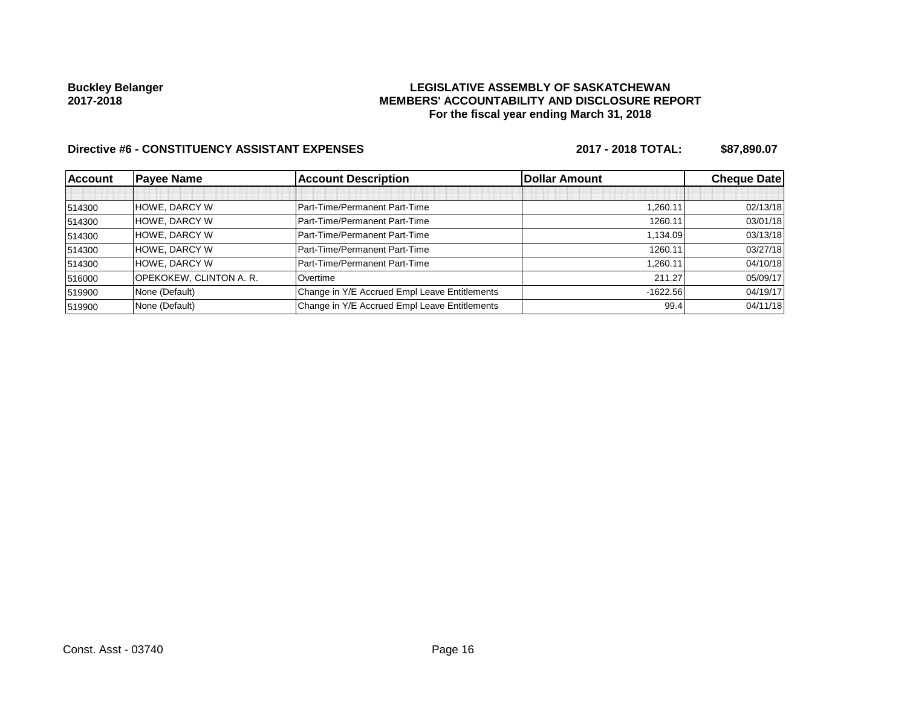**Buckley Belanger**
**2017-2018**

**LEGISLATIVE ASSEMBLY OF SASKATCHEWAN**
**MEMBERS' ACCOUNTABILITY AND DISCLOSURE REPORT**
**For the fiscal year ending March 31, 2018**

**Directive #6 - CONSTITUENCY ASSISTANT EXPENSES** **2017 - 2018 TOTAL: $87,890.07**

| Account | Payee Name | Account Description | Dollar Amount | Cheque Date |
|---|---|---|---|---|
| | | | | |
| 514300 | HOWE, DARCY W | Part-Time/Permanent Part-Time | 1,260.11 | 02/13/18 |
| 514300 | HOWE, DARCY W | Part-Time/Permanent Part-Time | 1260.11 | 03/01/18 |
| 514300 | HOWE, DARCY W | Part-Time/Permanent Part-Time | 1,134.09 | 03/13/18 |
| 514300 | HOWE, DARCY W | Part-Time/Permanent Part-Time | 1260.11 | 03/27/18 |
| 514300 | HOWE, DARCY W | Part-Time/Permanent Part-Time | 1,260.11 | 04/10/18 |
| 516000 | OPEKOKEW, CLINTON A. R. | Overtime | 211.27 | 05/09/17 |
| 519900 | None (Default) | Change in Y/E Accrued Empl Leave Entitlements | -1622.56 | 04/19/17 |
| 519900 | None (Default) | Change in Y/E Accrued Empl Leave Entitlements | 99.4 | 04/11/18 |

Const. Asst - 03740